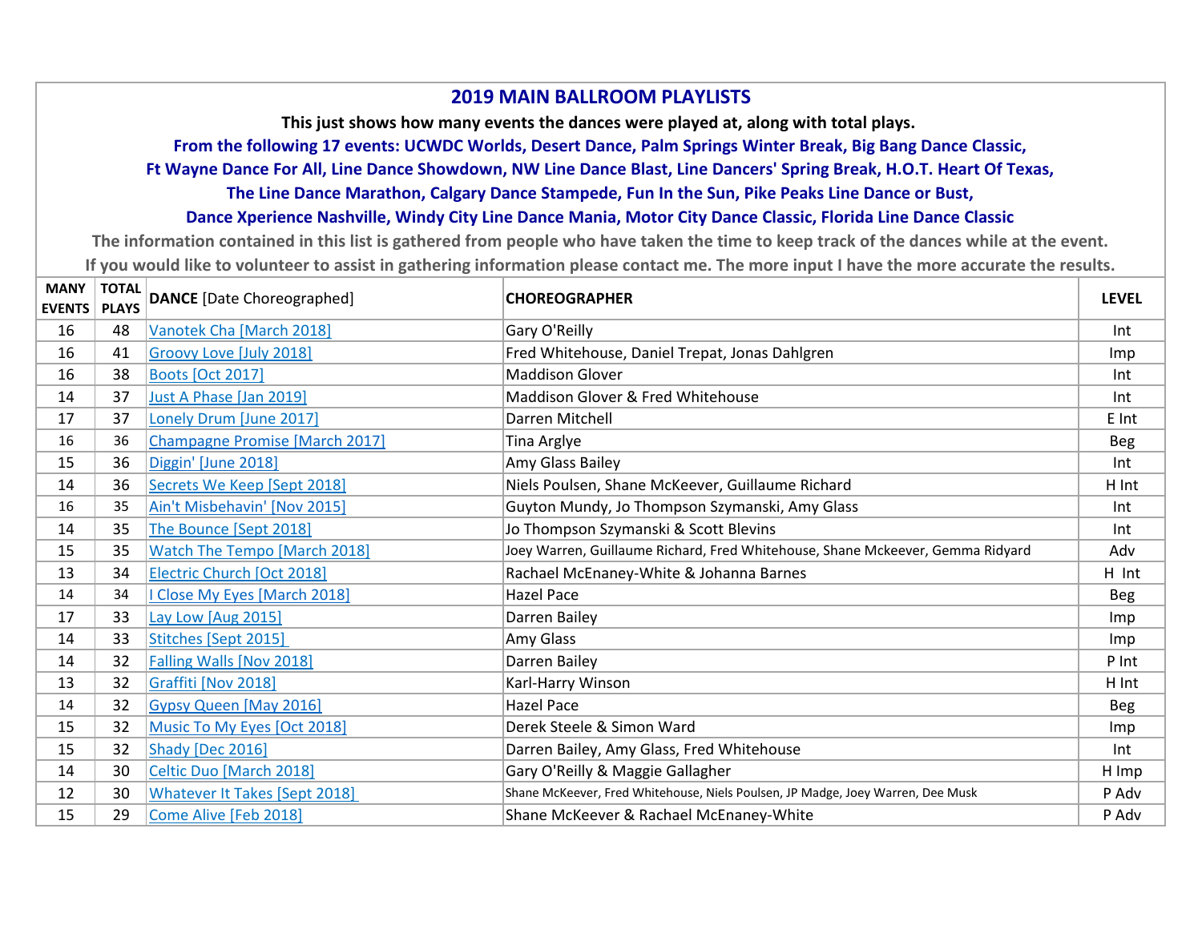# 2019 MAIN BALLROOM PLAYLISTS

**This just shows how many events the dances were played at, along with total plays.**

**From the following 17 events: UCWDC Worlds, Desert Dance, Palm Springs Winter Break, Big Bang Dance Classic, Ft Wayne Dance For All, Line Dance Showdown, NW Line Dance Blast, Line Dancers' Spring Break, H.O.T. Heart Of Texas, The Line Dance Marathon, Calgary Dance Stampede, Fun In the Sun, Pike Peaks Line Dance or Bust, Dance Xperience Nashville, Windy City Line Dance Mania, Motor City Dance Classic, Florida Line Dance Classic**

**The information contained in this list is gathered from people who have taken the time to keep track of the dances while at the event.**

**If you would like to volunteer to assist in gathering information please contact me. The more input I have the more accurate the results.**

| MANY EVENTS | TOTAL PLAYS | DANCE [Date Choreographed] | CHOREOGRAPHER | LEVEL |
|---|---|---|---|---|
| 16 | 48 | Vanotek Cha [March 2018] | Gary O'Reilly | Int |
| 16 | 41 | Groovy Love [July 2018] | Fred Whitehouse, Daniel Trepat, Jonas Dahlgren | Imp |
| 16 | 38 | Boots [Oct 2017] | Maddison Glover | Int |
| 14 | 37 | Just A Phase [Jan 2019] | Maddison Glover & Fred Whitehouse | Int |
| 17 | 37 | Lonely Drum [June 2017] | Darren Mitchell | E Int |
| 16 | 36 | Champagne Promise [March 2017] | Tina Arglye | Beg |
| 15 | 36 | Diggin' [June 2018] | Amy Glass Bailey | Int |
| 14 | 36 | Secrets We Keep [Sept 2018] | Niels Poulsen, Shane McKeever, Guillaume Richard | H Int |
| 16 | 35 | Ain't Misbehavin' [Nov 2015] | Guyton Mundy, Jo Thompson Szymanski, Amy Glass | Int |
| 14 | 35 | The Bounce [Sept 2018] | Jo Thompson Szymanski & Scott Blevins | Int |
| 15 | 35 | Watch The Tempo [March 2018] | Joey Warren, Guillaume Richard, Fred Whitehouse, Shane Mckeever, Gemma Ridyard | Adv |
| 13 | 34 | Electric Church [Oct 2018] | Rachael McEnaney-White & Johanna Barnes | H Int |
| 14 | 34 | I Close My Eyes [March 2018] | Hazel Pace | Beg |
| 17 | 33 | Lay Low [Aug 2015] | Darren Bailey | Imp |
| 14 | 33 | Stitches [Sept 2015] | Amy Glass | Imp |
| 14 | 32 | Falling Walls [Nov 2018] | Darren Bailey | P Int |
| 13 | 32 | Graffiti [Nov 2018] | Karl-Harry Winson | H Int |
| 14 | 32 | Gypsy Queen [May 2016] | Hazel Pace | Beg |
| 15 | 32 | Music To My Eyes [Oct 2018] | Derek Steele & Simon Ward | Imp |
| 15 | 32 | Shady [Dec 2016] | Darren Bailey, Amy Glass, Fred Whitehouse | Int |
| 14 | 30 | Celtic Duo [March 2018] | Gary O'Reilly & Maggie Gallagher | H Imp |
| 12 | 30 | Whatever It Takes [Sept 2018] | Shane McKeever, Fred Whitehouse, Niels Poulsen, JP Madge, Joey Warren, Dee Musk | P Adv |
| 15 | 29 | Come Alive [Feb 2018] | Shane McKeever & Rachael McEnaney-White | P Adv |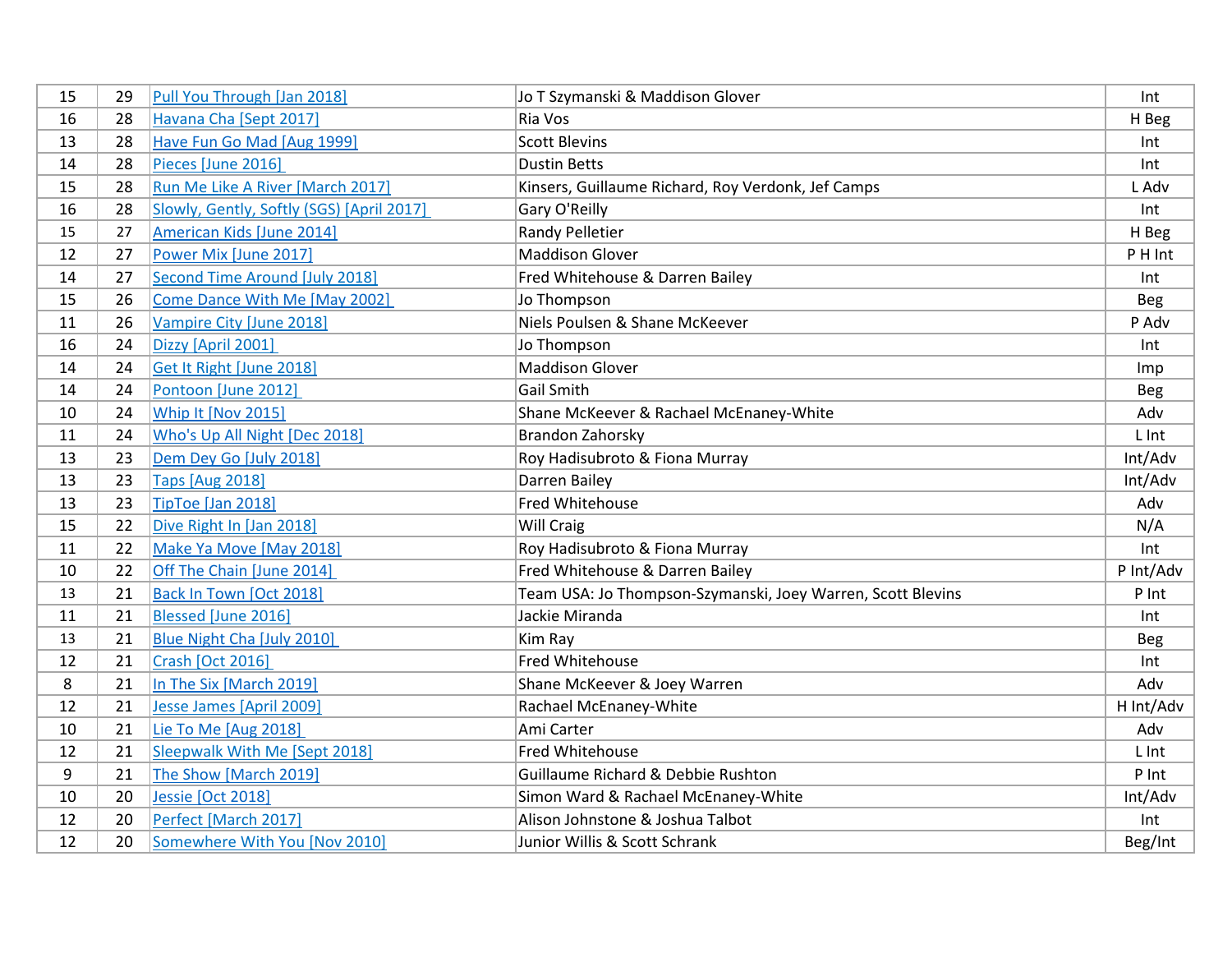| | | | | |
|---|---|---|---|---|
| 15 | 29 | Pull You Through [Jan 2018] | Jo T Szymanski & Maddison Glover | Int |
| 16 | 28 | Havana Cha [Sept 2017] | Ria Vos | H Beg |
| 13 | 28 | Have Fun Go Mad [Aug 1999] | Scott Blevins | Int |
| 14 | 28 | Pieces [June 2016] | Dustin Betts | Int |
| 15 | 28 | Run Me Like A River [March 2017] | Kinsers, Guillaume Richard, Roy Verdonk, Jef Camps | L Adv |
| 16 | 28 | Slowly, Gently, Softly (SGS) [April 2017] | Gary O'Reilly | Int |
| 15 | 27 | American Kids [June 2014] | Randy Pelletier | H Beg |
| 12 | 27 | Power Mix [June 2017] | Maddison Glover | P H Int |
| 14 | 27 | Second Time Around [July 2018] | Fred Whitehouse & Darren Bailey | Int |
| 15 | 26 | Come Dance With Me [May 2002] | Jo Thompson | Beg |
| 11 | 26 | Vampire City [June 2018] | Niels Poulsen & Shane McKeever | P Adv |
| 16 | 24 | Dizzy [April 2001] | Jo Thompson | Int |
| 14 | 24 | Get It Right [June 2018] | Maddison Glover | Imp |
| 14 | 24 | Pontoon [June 2012] | Gail Smith | Beg |
| 10 | 24 | Whip It [Nov 2015] | Shane McKeever & Rachael McEnaney-White | Adv |
| 11 | 24 | Who's Up All Night [Dec 2018] | Brandon Zahorsky | L Int |
| 13 | 23 | Dem Dey Go [July 2018] | Roy Hadisubroto & Fiona Murray | Int/Adv |
| 13 | 23 | Taps [Aug 2018] | Darren Bailey | Int/Adv |
| 13 | 23 | TipToe [Jan 2018] | Fred Whitehouse | Adv |
| 15 | 22 | Dive Right In [Jan 2018] | Will Craig | N/A |
| 11 | 22 | Make Ya Move [May 2018] | Roy Hadisubroto & Fiona Murray | Int |
| 10 | 22 | Off The Chain [June 2014] | Fred Whitehouse & Darren Bailey | P Int/Adv |
| 13 | 21 | Back In Town [Oct 2018] | Team USA: Jo Thompson-Szymanski, Joey Warren, Scott Blevins | P Int |
| 11 | 21 | Blessed [June 2016] | Jackie Miranda | Int |
| 13 | 21 | Blue Night Cha [July 2010] | Kim Ray | Beg |
| 12 | 21 | Crash [Oct 2016] | Fred Whitehouse | Int |
| 8 | 21 | In The Six [March 2019] | Shane McKeever & Joey Warren | Adv |
| 12 | 21 | Jesse James [April 2009] | Rachael McEnaney-White | H Int/Adv |
| 10 | 21 | Lie To Me [Aug 2018] | Ami Carter | Adv |
| 12 | 21 | Sleepwalk With Me [Sept 2018] | Fred Whitehouse | L Int |
| 9 | 21 | The Show [March 2019] | Guillaume Richard & Debbie Rushton | P Int |
| 10 | 20 | Jessie [Oct 2018] | Simon Ward & Rachael McEnaney-White | Int/Adv |
| 12 | 20 | Perfect [March 2017] | Alison Johnstone & Joshua Talbot | Int |
| 12 | 20 | Somewhere With You [Nov 2010] | Junior Willis & Scott Schrank | Beg/Int |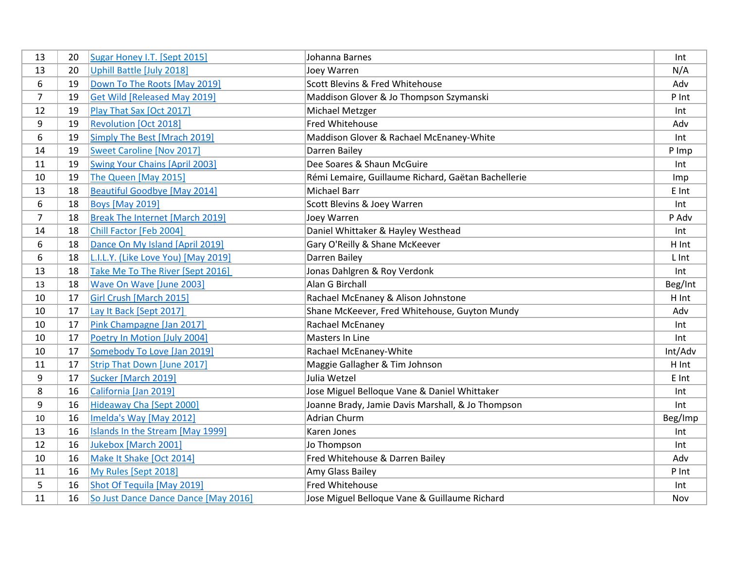| | | | | |
|---|---|---|---|---|
| 13 | 20 | Sugar Honey I.T. [Sept 2015] | Johanna Barnes | Int |
| 13 | 20 | Uphill Battle [July 2018] | Joey Warren | N/A |
| 6 | 19 | Down To The Roots [May 2019] | Scott Blevins & Fred Whitehouse | Adv |
| 7 | 19 | Get Wild [Released May 2019] | Maddison Glover & Jo Thompson Szymanski | P Int |
| 12 | 19 | Play That Sax [Oct 2017] | Michael Metzger | Int |
| 9 | 19 | Revolution [Oct 2018] | Fred Whitehouse | Adv |
| 6 | 19 | Simply The Best [Mrach 2019] | Maddison Glover & Rachael McEnaney-White | Int |
| 14 | 19 | Sweet Caroline [Nov 2017] | Darren Bailey | P Imp |
| 11 | 19 | Swing Your Chains [April 2003] | Dee Soares & Shaun McGuire | Int |
| 10 | 19 | The Queen [May 2015] | Rémi Lemaire, Guillaume Richard, Gaëtan Bachellerie | Imp |
| 13 | 18 | Beautiful Goodbye [May 2014] | Michael Barr | E Int |
| 6 | 18 | Boys [May 2019] | Scott Blevins & Joey Warren | Int |
| 7 | 18 | Break The Internet [March 2019] | Joey Warren | P Adv |
| 14 | 18 | Chill Factor [Feb 2004] | Daniel Whittaker & Hayley Westhead | Int |
| 6 | 18 | Dance On My Island [April 2019] | Gary O'Reilly & Shane McKeever | H Int |
| 6 | 18 | L.I.L.Y. (Like Love You) [May 2019] | Darren Bailey | L Int |
| 13 | 18 | Take Me To The River [Sept 2016] | Jonas Dahlgren & Roy Verdonk | Int |
| 13 | 18 | Wave On Wave [June 2003] | Alan G Birchall | Beg/Int |
| 10 | 17 | Girl Crush [March 2015] | Rachael McEnaney & Alison Johnstone | H Int |
| 10 | 17 | Lay It Back [Sept 2017] | Shane McKeever, Fred Whitehouse, Guyton Mundy | Adv |
| 10 | 17 | Pink Champagne [Jan 2017] | Rachael McEnaney | Int |
| 10 | 17 | Poetry In Motion [July 2004] | Masters In Line | Int |
| 10 | 17 | Somebody To Love [Jan 2019] | Rachael McEnaney-White | Int/Adv |
| 11 | 17 | Strip That Down [June 2017] | Maggie Gallagher & Tim Johnson | H Int |
| 9 | 17 | Sucker [March 2019] | Julia Wetzel | E Int |
| 8 | 16 | California [Jan 2019] | Jose Miguel Belloque Vane & Daniel Whittaker | Int |
| 9 | 16 | Hideaway Cha [Sept 2000] | Joanne Brady, Jamie Davis Marshall, & Jo Thompson | Int |
| 10 | 16 | Imelda's Way [May 2012] | Adrian Churm | Beg/Imp |
| 13 | 16 | Islands In the Stream [May 1999] | Karen Jones | Int |
| 12 | 16 | Jukebox [March 2001] | Jo Thompson | Int |
| 10 | 16 | Make It Shake [Oct 2014] | Fred Whitehouse & Darren Bailey | Adv |
| 11 | 16 | My Rules [Sept 2018] | Amy Glass Bailey | P Int |
| 5 | 16 | Shot Of Tequila [May 2019] | Fred Whitehouse | Int |
| 11 | 16 | So Just Dance Dance Dance [May 2016] | Jose Miguel Belloque Vane & Guillaume Richard | Nov |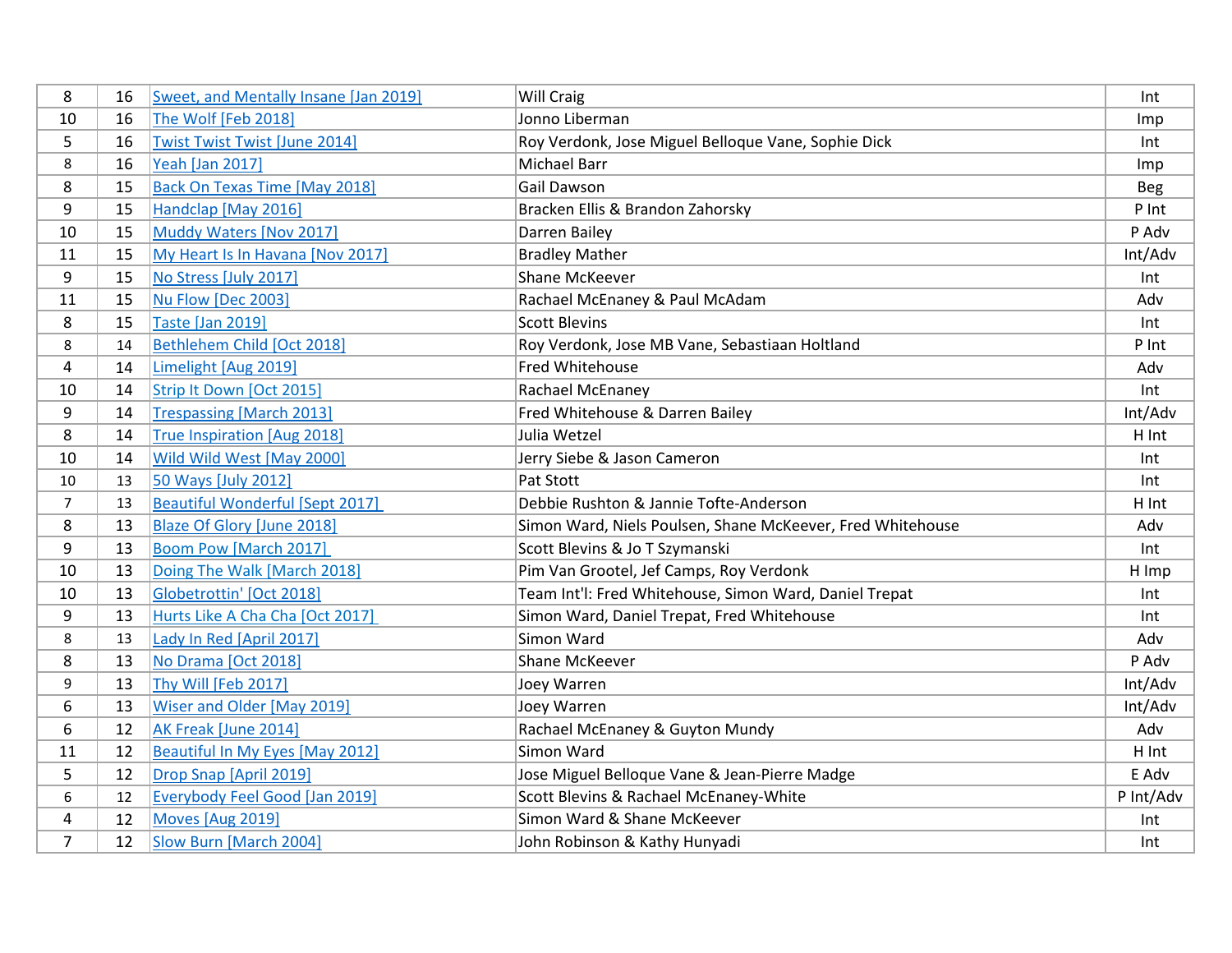| | | | | |
|---|---|---|---|---|
| 8 | 16 | Sweet, and Mentally Insane [Jan 2019] | Will Craig | Int |
| 10 | 16 | The Wolf [Feb 2018] | Jonno Liberman | Imp |
| 5 | 16 | Twist Twist Twist [June 2014] | Roy Verdonk, Jose Miguel Belloque Vane, Sophie Dick | Int |
| 8 | 16 | Yeah [Jan 2017] | Michael Barr | Imp |
| 8 | 15 | Back On Texas Time [May 2018] | Gail Dawson | Beg |
| 9 | 15 | Handclap [May 2016] | Bracken Ellis & Brandon Zahorsky | P Int |
| 10 | 15 | Muddy Waters [Nov 2017] | Darren Bailey | P Adv |
| 11 | 15 | My Heart Is In Havana [Nov 2017] | Bradley Mather | Int/Adv |
| 9 | 15 | No Stress [July 2017] | Shane McKeever | Int |
| 11 | 15 | Nu Flow [Dec 2003] | Rachael McEnaney & Paul McAdam | Adv |
| 8 | 15 | Taste [Jan 2019] | Scott Blevins | Int |
| 8 | 14 | Bethlehem Child [Oct 2018] | Roy Verdonk, Jose MB Vane, Sebastiaan Holtland | P Int |
| 4 | 14 | Limelight [Aug 2019] | Fred Whitehouse | Adv |
| 10 | 14 | Strip It Down [Oct 2015] | Rachael McEnaney | Int |
| 9 | 14 | Trespassing [March 2013] | Fred Whitehouse & Darren Bailey | Int/Adv |
| 8 | 14 | True Inspiration [Aug 2018] | Julia Wetzel | H Int |
| 10 | 14 | Wild Wild West [May 2000] | Jerry Siebe & Jason Cameron | Int |
| 10 | 13 | 50 Ways [July 2012] | Pat Stott | Int |
| 7 | 13 | Beautiful Wonderful [Sept 2017] | Debbie Rushton & Jannie Tofte-Anderson | H Int |
| 8 | 13 | Blaze Of Glory [June 2018] | Simon Ward, Niels Poulsen, Shane McKeever, Fred Whitehouse | Adv |
| 9 | 13 | Boom Pow [March 2017] | Scott Blevins & Jo T Szymanski | Int |
| 10 | 13 | Doing The Walk [March 2018] | Pim Van Grootel, Jef Camps, Roy Verdonk | H Imp |
| 10 | 13 | Globetrottin' [Oct 2018] | Team Int'l: Fred Whitehouse, Simon Ward, Daniel Trepat | Int |
| 9 | 13 | Hurts Like A Cha Cha [Oct 2017] | Simon Ward, Daniel Trepat, Fred Whitehouse | Int |
| 8 | 13 | Lady In Red [April 2017] | Simon Ward | Adv |
| 8 | 13 | No Drama [Oct 2018] | Shane McKeever | P Adv |
| 9 | 13 | Thy Will [Feb 2017] | Joey Warren | Int/Adv |
| 6 | 13 | Wiser and Older [May 2019] | Joey Warren | Int/Adv |
| 6 | 12 | AK Freak [June 2014] | Rachael McEnaney & Guyton Mundy | Adv |
| 11 | 12 | Beautiful In My Eyes [May 2012] | Simon Ward | H Int |
| 5 | 12 | Drop Snap [April 2019] | Jose Miguel Belloque Vane & Jean-Pierre Madge | E Adv |
| 6 | 12 | Everybody Feel Good [Jan 2019] | Scott Blevins & Rachael McEnaney-White | P Int/Adv |
| 4 | 12 | Moves [Aug 2019] | Simon Ward & Shane McKeever | Int |
| 7 | 12 | Slow Burn [March 2004] | John Robinson & Kathy Hunyadi | Int |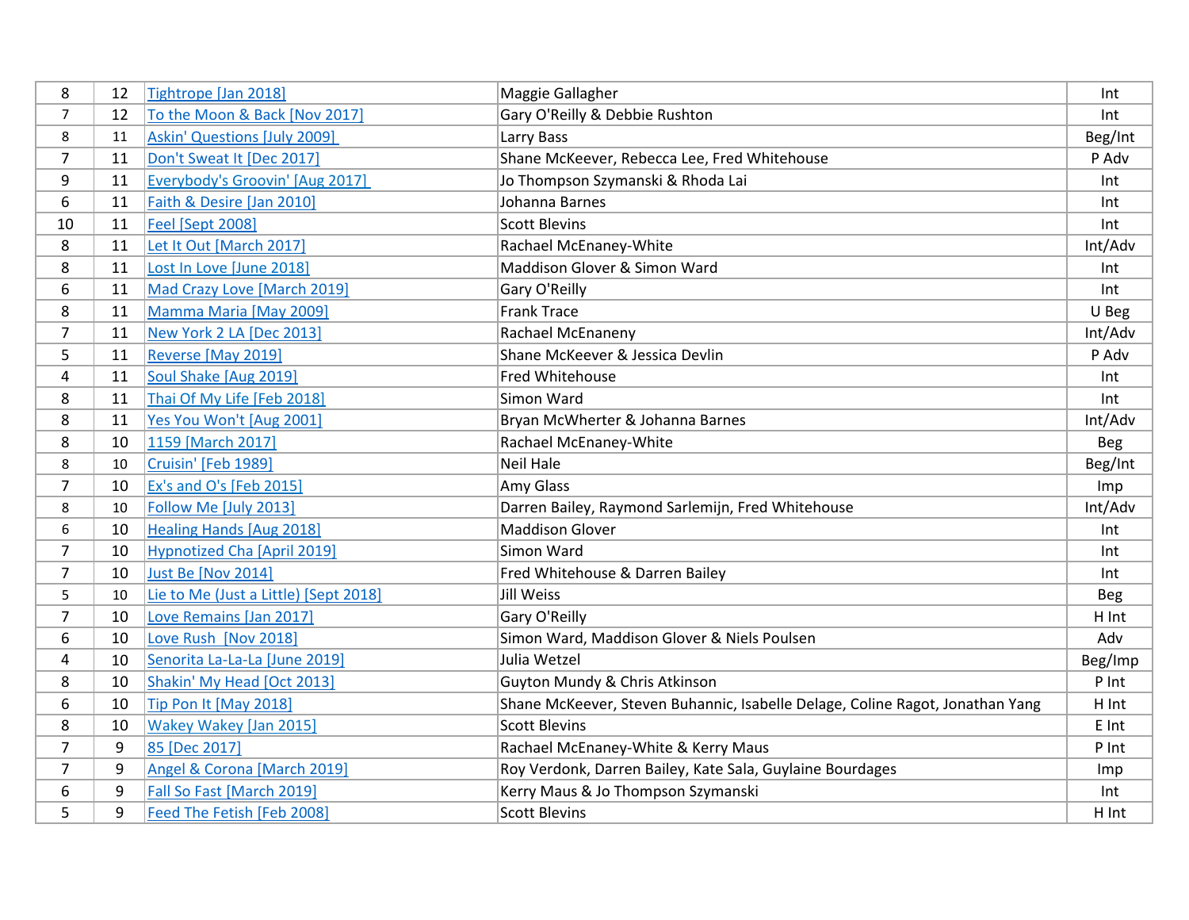| | | | | |
|---|---|---|---|---|
| 8 | 12 | Tightrope [Jan 2018] | Maggie Gallagher | Int |
| 7 | 12 | To the Moon & Back [Nov 2017] | Gary O'Reilly & Debbie Rushton | Int |
| 8 | 11 | Askin' Questions [July 2009] | Larry Bass | Beg/Int |
| 7 | 11 | Don't Sweat It [Dec 2017] | Shane McKeever, Rebecca Lee, Fred Whitehouse | P Adv |
| 9 | 11 | Everybody's Groovin' [Aug 2017] | Jo Thompson Szymanski & Rhoda Lai | Int |
| 6 | 11 | Faith & Desire [Jan 2010] | Johanna Barnes | Int |
| 10 | 11 | Feel [Sept 2008] | Scott Blevins | Int |
| 8 | 11 | Let It Out [March 2017] | Rachael McEnaney-White | Int/Adv |
| 8 | 11 | Lost In Love [June 2018] | Maddison Glover & Simon Ward | Int |
| 6 | 11 | Mad Crazy Love [March 2019] | Gary O'Reilly | Int |
| 8 | 11 | Mamma Maria [May 2009] | Frank Trace | U Beg |
| 7 | 11 | New York 2 LA [Dec 2013] | Rachael McEnaneny | Int/Adv |
| 5 | 11 | Reverse [May 2019] | Shane McKeever & Jessica Devlin | P Adv |
| 4 | 11 | Soul Shake [Aug 2019] | Fred Whitehouse | Int |
| 8 | 11 | Thai Of My Life [Feb 2018] | Simon Ward | Int |
| 8 | 11 | Yes You Won't [Aug 2001] | Bryan McWherter & Johanna Barnes | Int/Adv |
| 8 | 10 | 1159 [March 2017] | Rachael McEnaney-White | Beg |
| 8 | 10 | Cruisin' [Feb 1989] | Neil Hale | Beg/Int |
| 7 | 10 | Ex's and O's [Feb 2015] | Amy Glass | Imp |
| 8 | 10 | Follow Me [July 2013] | Darren Bailey, Raymond Sarlemijn, Fred Whitehouse | Int/Adv |
| 6 | 10 | Healing Hands [Aug 2018] | Maddison Glover | Int |
| 7 | 10 | Hypnotized Cha [April 2019] | Simon Ward | Int |
| 7 | 10 | Just Be [Nov 2014] | Fred Whitehouse & Darren Bailey | Int |
| 5 | 10 | Lie to Me (Just a Little) [Sept 2018] | Jill Weiss | Beg |
| 7 | 10 | Love Remains [Jan 2017] | Gary O'Reilly | H Int |
| 6 | 10 | Love Rush [Nov 2018] | Simon Ward, Maddison Glover & Niels Poulsen | Adv |
| 4 | 10 | Senorita La-La-La [June 2019] | Julia Wetzel | Beg/Imp |
| 8 | 10 | Shakin' My Head [Oct 2013] | Guyton Mundy & Chris Atkinson | P Int |
| 6 | 10 | Tip Pon It [May 2018] | Shane McKeever, Steven Buhannic, Isabelle Delage, Coline Ragot, Jonathan Yang | H Int |
| 8 | 10 | Wakey Wakey [Jan 2015] | Scott Blevins | E Int |
| 7 | 9 | 85 [Dec 2017] | Rachael McEnaney-White & Kerry Maus | P Int |
| 7 | 9 | Angel & Corona [March 2019] | Roy Verdonk, Darren Bailey, Kate Sala, Guylaine Bourdages | Imp |
| 6 | 9 | Fall So Fast [March 2019] | Kerry Maus & Jo Thompson Szymanski | Int |
| 5 | 9 | Feed The Fetish [Feb 2008] | Scott Blevins | H Int |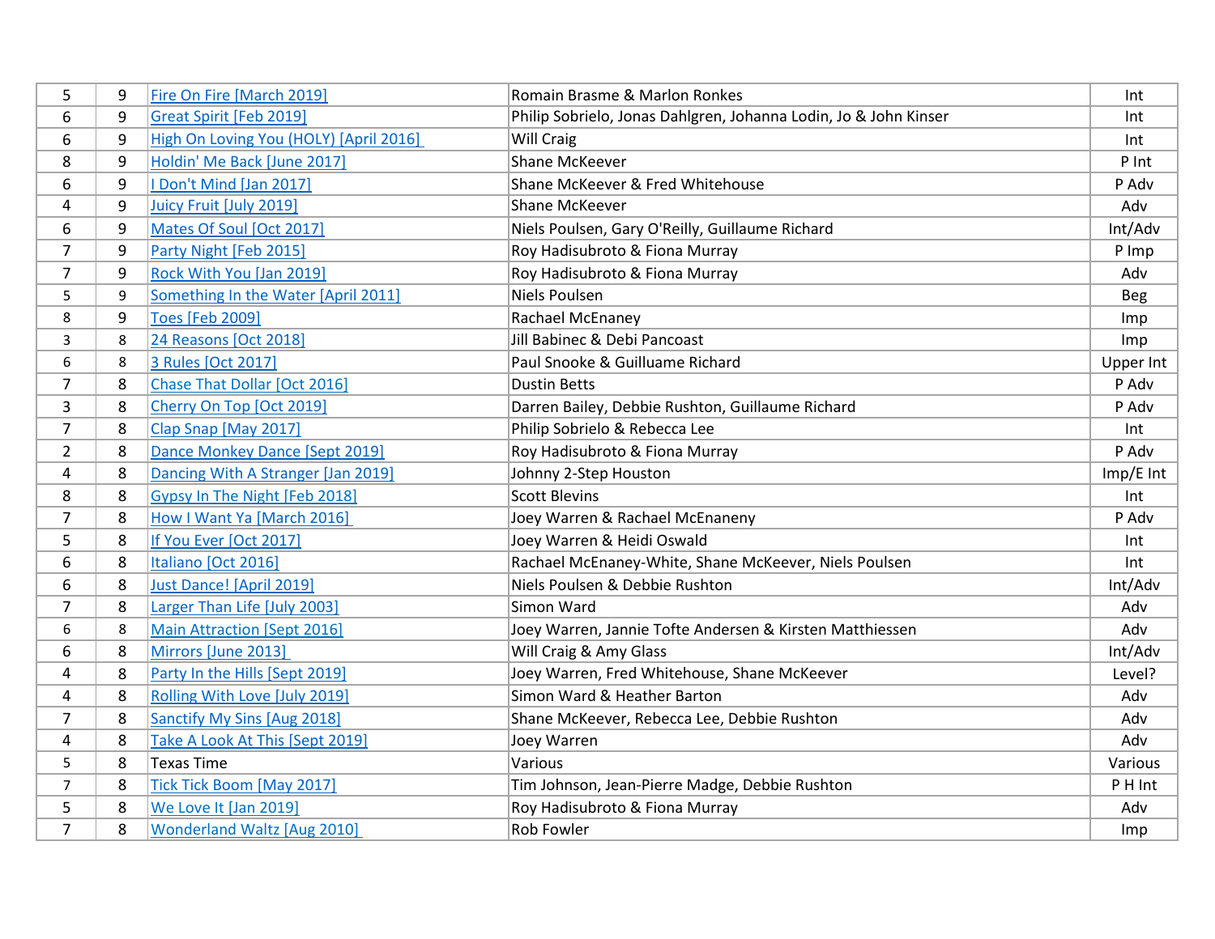| | | | | |
|---|---|---|---|---|
| 5 | 9 | Fire On Fire [March 2019] | Romain Brasme & Marlon Ronkes | Int |
| 6 | 9 | Great Spirit [Feb 2019] | Philip Sobrielo, Jonas Dahlgren, Johanna Lodin, Jo & John Kinser | Int |
| 6 | 9 | High On Loving You (HOLY) [April 2016] | Will Craig | Int |
| 8 | 9 | Holdin' Me Back [June 2017] | Shane McKeever | P Int |
| 6 | 9 | I Don't Mind [Jan 2017] | Shane McKeever & Fred Whitehouse | P Adv |
| 4 | 9 | Juicy Fruit [July 2019] | Shane McKeever | Adv |
| 6 | 9 | Mates Of Soul [Oct 2017] | Niels Poulsen, Gary O'Reilly, Guillaume Richard | Int/Adv |
| 7 | 9 | Party Night [Feb 2015] | Roy Hadisubroto & Fiona Murray | P Imp |
| 7 | 9 | Rock With You [Jan 2019] | Roy Hadisubroto & Fiona Murray | Adv |
| 5 | 9 | Something In the Water [April 2011] | Niels Poulsen | Beg |
| 8 | 9 | Toes [Feb 2009] | Rachael McEnaney | Imp |
| 3 | 8 | 24 Reasons [Oct 2018] | Jill Babinec & Debi Pancoast | Imp |
| 6 | 8 | 3 Rules [Oct 2017] | Paul Snooke & Guilluame Richard | Upper Int |
| 7 | 8 | Chase That Dollar [Oct 2016] | Dustin Betts | P Adv |
| 3 | 8 | Cherry On Top [Oct 2019] | Darren Bailey, Debbie Rushton, Guillaume Richard | P Adv |
| 7 | 8 | Clap Snap [May 2017] | Philip Sobrielo & Rebecca Lee | Int |
| 2 | 8 | Dance Monkey Dance [Sept 2019] | Roy Hadisubroto & Fiona Murray | P Adv |
| 4 | 8 | Dancing With A Stranger [Jan 2019] | Johnny 2-Step Houston | Imp/E Int |
| 8 | 8 | Gypsy In The Night [Feb 2018] | Scott Blevins | Int |
| 7 | 8 | How I Want Ya [March 2016] | Joey Warren & Rachael McEnaneny | P Adv |
| 5 | 8 | If You Ever [Oct 2017] | Joey Warren & Heidi Oswald | Int |
| 6 | 8 | Italiano [Oct 2016] | Rachael McEnaney-White, Shane McKeever, Niels Poulsen | Int |
| 6 | 8 | Just Dance! [April 2019] | Niels Poulsen & Debbie Rushton | Int/Adv |
| 7 | 8 | Larger Than Life [July 2003] | Simon Ward | Adv |
| 6 | 8 | Main Attraction [Sept 2016] | Joey Warren, Jannie Tofte Andersen & Kirsten Matthiessen | Adv |
| 6 | 8 | Mirrors [June 2013] | Will Craig & Amy Glass | Int/Adv |
| 4 | 8 | Party In the Hills [Sept 2019] | Joey Warren, Fred Whitehouse, Shane McKeever | Level? |
| 4 | 8 | Rolling With Love [July 2019] | Simon Ward & Heather Barton | Adv |
| 7 | 8 | Sanctify My Sins [Aug 2018] | Shane McKeever, Rebecca Lee, Debbie Rushton | Adv |
| 4 | 8 | Take A Look At This [Sept 2019] | Joey Warren | Adv |
| 5 | 8 | Texas Time | Various | Various |
| 7 | 8 | Tick Tick Boom [May 2017] | Tim Johnson, Jean-Pierre Madge, Debbie Rushton | P H Int |
| 5 | 8 | We Love It [Jan 2019] | Roy Hadisubroto & Fiona Murray | Adv |
| 7 | 8 | Wonderland Waltz [Aug 2010] | Rob Fowler | Imp |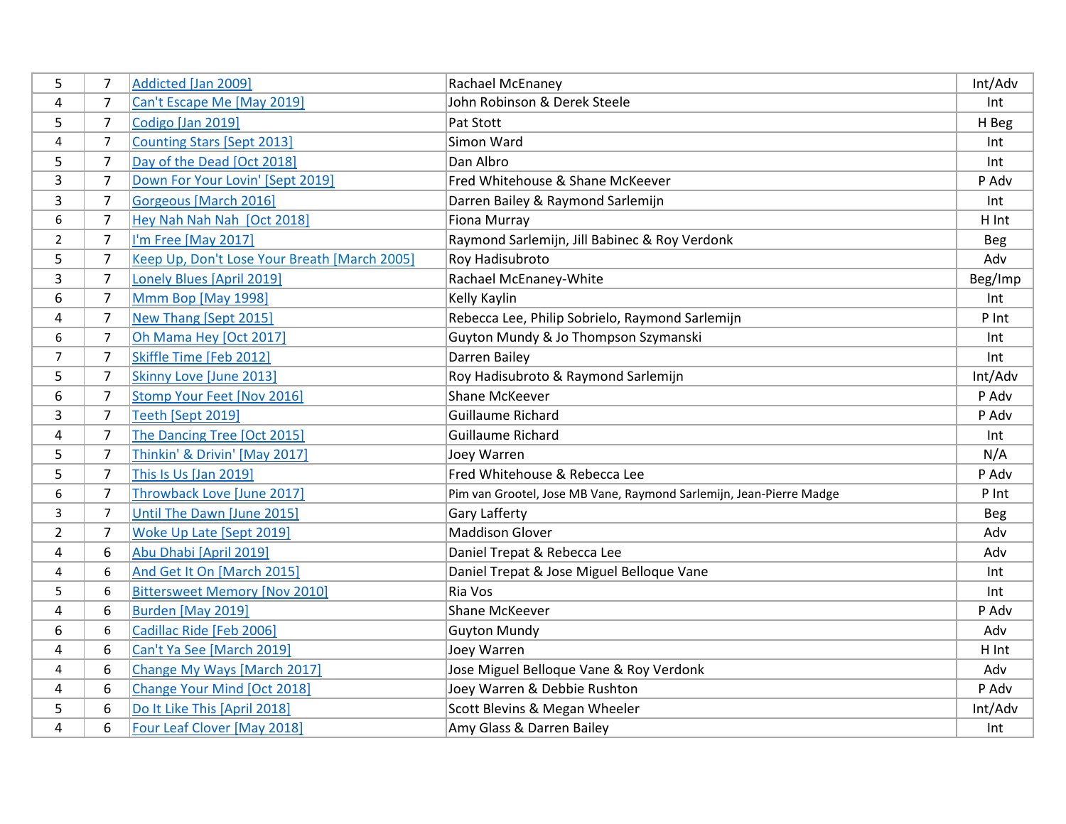| | | | | |
|---|---|---|---|---|
| 5 | 7 | Addicted [Jan 2009] | Rachael McEnaney | Int/Adv |
| 4 | 7 | Can't Escape Me [May 2019] | John Robinson & Derek Steele | Int |
| 5 | 7 | Codigo [Jan 2019] | Pat Stott | H Beg |
| 4 | 7 | Counting Stars [Sept 2013] | Simon Ward | Int |
| 5 | 7 | Day of the Dead [Oct 2018] | Dan Albro | Int |
| 3 | 7 | Down For Your Lovin' [Sept 2019] | Fred Whitehouse & Shane McKeever | P Adv |
| 3 | 7 | Gorgeous [March 2016] | Darren Bailey & Raymond Sarlemijn | Int |
| 6 | 7 | Hey Nah Nah Nah [Oct 2018] | Fiona Murray | H Int |
| 2 | 7 | I'm Free [May 2017] | Raymond Sarlemijn, Jill Babinec & Roy Verdonk | Beg |
| 5 | 7 | Keep Up, Don't Lose Your Breath [March 2005] | Roy Hadisubroto | Adv |
| 3 | 7 | Lonely Blues [April 2019] | Rachael McEnaney-White | Beg/Imp |
| 6 | 7 | Mmm Bop [May 1998] | Kelly Kaylin | Int |
| 4 | 7 | New Thang [Sept 2015] | Rebecca Lee, Philip Sobrielo, Raymond Sarlemijn | P Int |
| 6 | 7 | Oh Mama Hey [Oct 2017] | Guyton Mundy & Jo Thompson Szymanski | Int |
| 7 | 7 | Skiffle Time [Feb 2012] | Darren Bailey | Int |
| 5 | 7 | Skinny Love [June 2013] | Roy Hadisubroto & Raymond Sarlemijn | Int/Adv |
| 6 | 7 | Stomp Your Feet [Nov 2016] | Shane McKeever | P Adv |
| 3 | 7 | Teeth [Sept 2019] | Guillaume Richard | P Adv |
| 4 | 7 | The Dancing Tree [Oct 2015] | Guillaume Richard | Int |
| 5 | 7 | Thinkin' & Drivin' [May 2017] | Joey Warren | N/A |
| 5 | 7 | This Is Us [Jan 2019] | Fred Whitehouse & Rebecca Lee | P Adv |
| 6 | 7 | Throwback Love [June 2017] | Pim van Grootel, Jose MB Vane, Raymond Sarlemijn, Jean-Pierre Madge | P Int |
| 3 | 7 | Until The Dawn [June 2015] | Gary Lafferty | Beg |
| 2 | 7 | Woke Up Late [Sept 2019] | Maddison Glover | Adv |
| 4 | 6 | Abu Dhabi [April 2019] | Daniel Trepat & Rebecca Lee | Adv |
| 4 | 6 | And Get It On [March 2015] | Daniel Trepat & Jose Miguel Belloque Vane | Int |
| 5 | 6 | Bittersweet Memory [Nov 2010] | Ria Vos | Int |
| 4 | 6 | Burden [May 2019] | Shane McKeever | P Adv |
| 6 | 6 | Cadillac Ride [Feb 2006] | Guyton Mundy | Adv |
| 4 | 6 | Can't Ya See [March 2019] | Joey Warren | H Int |
| 4 | 6 | Change My Ways [March 2017] | Jose Miguel Belloque Vane & Roy Verdonk | Adv |
| 4 | 6 | Change Your Mind [Oct 2018] | Joey Warren & Debbie Rushton | P Adv |
| 5 | 6 | Do It Like This [April 2018] | Scott Blevins & Megan Wheeler | Int/Adv |
| 4 | 6 | Four Leaf Clover [May 2018] | Amy Glass & Darren Bailey | Int |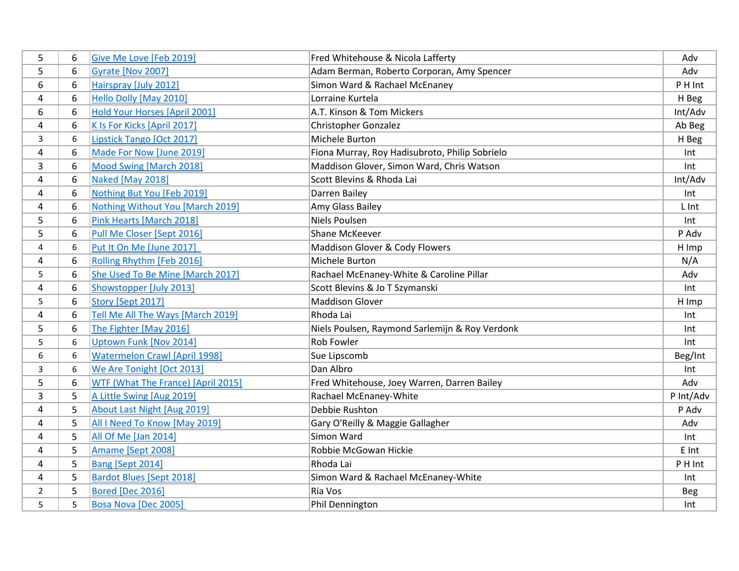| | | | | |
|---|---|---|---|---|
| 5 | 6 | Give Me Love [Feb 2019] | Fred Whitehouse & Nicola Lafferty | Adv |
| 5 | 6 | Gyrate [Nov 2007] | Adam Berman, Roberto Corporan, Amy Spencer | Adv |
| 6 | 6 | Hairspray [July 2012] | Simon Ward & Rachael McEnaney | P H Int |
| 4 | 6 | Hello Dolly [May 2010] | Lorraine Kurtela | H Beg |
| 6 | 6 | Hold Your Horses [April 2001] | A.T. Kinson & Tom Mickers | Int/Adv |
| 4 | 6 | K Is For Kicks [April 2017] | Christopher Gonzalez | Ab Beg |
| 3 | 6 | Lipstick Tango [Oct 2017] | Michele Burton | H Beg |
| 4 | 6 | Made For Now [June 2019] | Fiona Murray, Roy Hadisubroto, Philip Sobrielo | Int |
| 3 | 6 | Mood Swing [March 2018] | Maddison Glover, Simon Ward, Chris Watson | Int |
| 4 | 6 | Naked [May 2018] | Scott Blevins & Rhoda Lai | Int/Adv |
| 4 | 6 | Nothing But You [Feb 2019] | Darren Bailey | Int |
| 4 | 6 | Nothing Without You [March 2019] | Amy Glass Bailey | L Int |
| 5 | 6 | Pink Hearts [March 2018] | Niels Poulsen | Int |
| 5 | 6 | Pull Me Closer [Sept 2016] | Shane McKeever | P Adv |
| 4 | 6 | Put It On Me [June 2017] | Maddison Glover & Cody Flowers | H Imp |
| 4 | 6 | Rolling Rhythm [Feb 2016] | Michele Burton | N/A |
| 5 | 6 | She Used To Be Mine [March 2017] | Rachael McEnaney-White & Caroline Pillar | Adv |
| 4 | 6 | Showstopper [July 2013] | Scott Blevins & Jo T Szymanski | Int |
| 5 | 6 | Story [Sept 2017] | Maddison Glover | H Imp |
| 4 | 6 | Tell Me All The Ways [March 2019] | Rhoda Lai | Int |
| 5 | 6 | The Fighter [May 2016] | Niels Poulsen, Raymond Sarlemijn & Roy Verdonk | Int |
| 5 | 6 | Uptown Funk [Nov 2014] | Rob Fowler | Int |
| 6 | 6 | Watermelon Crawl [April 1998] | Sue Lipscomb | Beg/Int |
| 3 | 6 | We Are Tonight [Oct 2013] | Dan Albro | Int |
| 5 | 6 | WTF (What The France) [April 2015] | Fred Whitehouse, Joey Warren, Darren Bailey | Adv |
| 3 | 5 | A Little Swing [Aug 2019] | Rachael McEnaney-White | P Int/Adv |
| 4 | 5 | About Last Night [Aug 2019] | Debbie Rushton | P Adv |
| 4 | 5 | All I Need To Know [May 2019] | Gary O'Reilly & Maggie Gallagher | Adv |
| 4 | 5 | All Of Me [Jan 2014] | Simon Ward | Int |
| 4 | 5 | Amame [Sept 2008] | Robbie McGowan Hickie | E Int |
| 4 | 5 | Bang [Sept 2014] | Rhoda Lai | P H Int |
| 4 | 5 | Bardot Blues [Sept 2018] | Simon Ward & Rachael McEnaney-White | Int |
| 2 | 5 | Bored [Dec 2016] | Ria Vos | Beg |
| 5 | 5 | Bosa Nova [Dec 2005] | Phil Dennington | Int |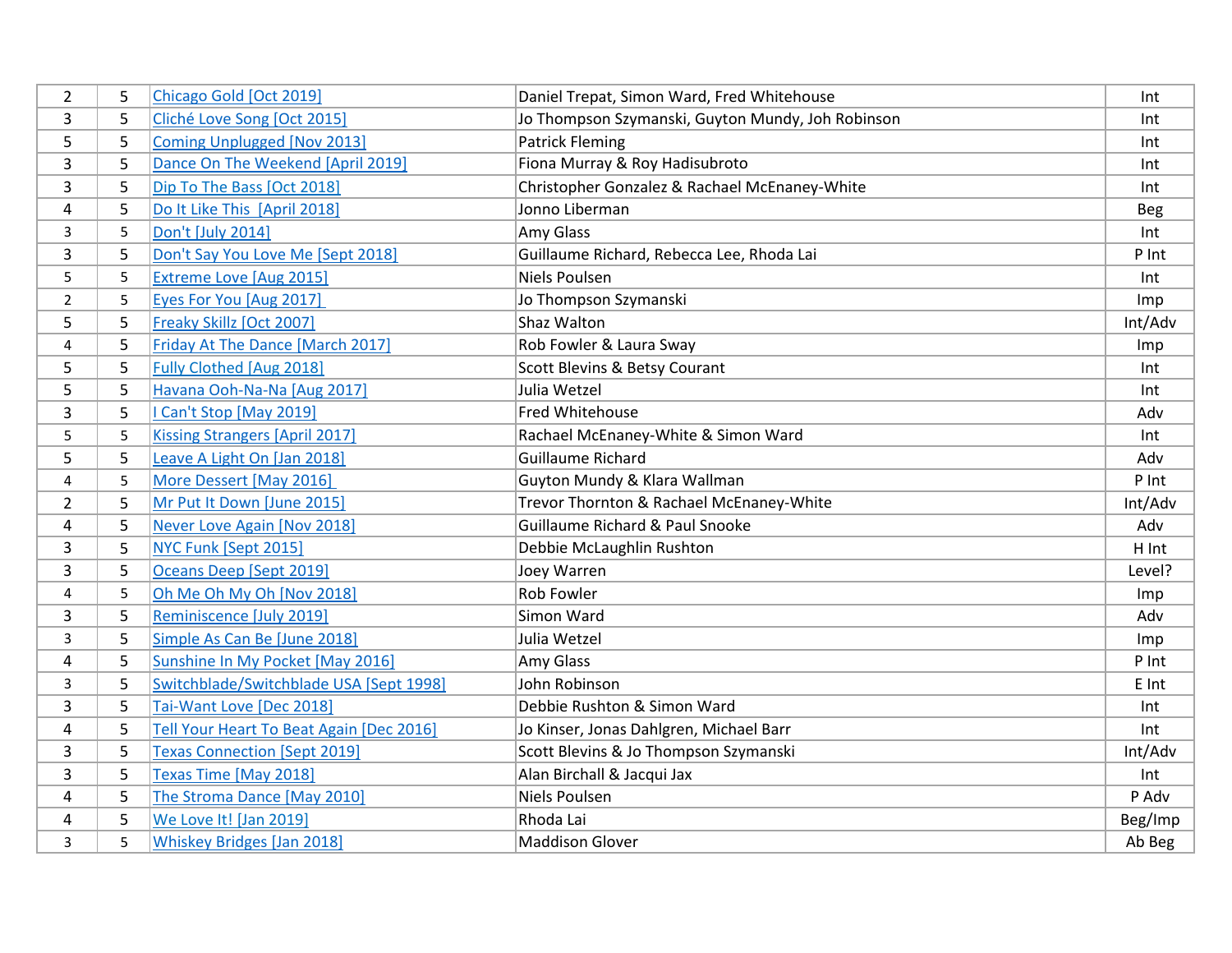| | | | | |
|---|---|---|---|---|
| 2 | 5 | Chicago Gold [Oct 2019] | Daniel Trepat, Simon Ward, Fred Whitehouse | Int |
| 3 | 5 | Cliché Love Song [Oct 2015] | Jo Thompson Szymanski, Guyton Mundy, Joh Robinson | Int |
| 5 | 5 | Coming Unplugged [Nov 2013] | Patrick Fleming | Int |
| 3 | 5 | Dance On The Weekend [April 2019] | Fiona Murray & Roy Hadisubroto | Int |
| 3 | 5 | Dip To The Bass [Oct 2018] | Christopher Gonzalez & Rachael McEnaney-White | Int |
| 4 | 5 | Do It Like This [April 2018] | Jonno Liberman | Beg |
| 3 | 5 | Don't [July 2014] | Amy Glass | Int |
| 3 | 5 | Don't Say You Love Me [Sept 2018] | Guillaume Richard, Rebecca Lee, Rhoda Lai | P Int |
| 5 | 5 | Extreme Love [Aug 2015] | Niels Poulsen | Int |
| 2 | 5 | Eyes For You [Aug 2017] | Jo Thompson Szymanski | Imp |
| 5 | 5 | Freaky Skillz [Oct 2007] | Shaz Walton | Int/Adv |
| 4 | 5 | Friday At The Dance [March 2017] | Rob Fowler & Laura Sway | Imp |
| 5 | 5 | Fully Clothed [Aug 2018] | Scott Blevins & Betsy Courant | Int |
| 5 | 5 | Havana Ooh-Na-Na [Aug 2017] | Julia Wetzel | Int |
| 3 | 5 | I Can't Stop [May 2019] | Fred Whitehouse | Adv |
| 5 | 5 | Kissing Strangers [April 2017] | Rachael McEnaney-White & Simon Ward | Int |
| 5 | 5 | Leave A Light On [Jan 2018] | Guillaume Richard | Adv |
| 4 | 5 | More Dessert [May 2016] | Guyton Mundy & Klara Wallman | P Int |
| 2 | 5 | Mr Put It Down [June 2015] | Trevor Thornton & Rachael McEnaney-White | Int/Adv |
| 4 | 5 | Never Love Again [Nov 2018] | Guillaume Richard & Paul Snooke | Adv |
| 3 | 5 | NYC Funk [Sept 2015] | Debbie McLaughlin Rushton | H Int |
| 3 | 5 | Oceans Deep [Sept 2019] | Joey Warren | Level? |
| 4 | 5 | Oh Me Oh My Oh [Nov 2018] | Rob Fowler | Imp |
| 3 | 5 | Reminiscence [July 2019] | Simon Ward | Adv |
| 3 | 5 | Simple As Can Be [June 2018] | Julia Wetzel | Imp |
| 4 | 5 | Sunshine In My Pocket [May 2016] | Amy Glass | P Int |
| 3 | 5 | Switchblade/Switchblade USA [Sept 1998] | John Robinson | E Int |
| 3 | 5 | Tai-Want Love [Dec 2018] | Debbie Rushton & Simon Ward | Int |
| 4 | 5 | Tell Your Heart To Beat Again [Dec 2016] | Jo Kinser, Jonas Dahlgren, Michael Barr | Int |
| 3 | 5 | Texas Connection [Sept 2019] | Scott Blevins & Jo Thompson Szymanski | Int/Adv |
| 3 | 5 | Texas Time [May 2018] | Alan Birchall & Jacqui Jax | Int |
| 4 | 5 | The Stroma Dance [May 2010] | Niels Poulsen | P Adv |
| 4 | 5 | We Love It! [Jan 2019] | Rhoda Lai | Beg/Imp |
| 3 | 5 | Whiskey Bridges [Jan 2018] | Maddison Glover | Ab Beg |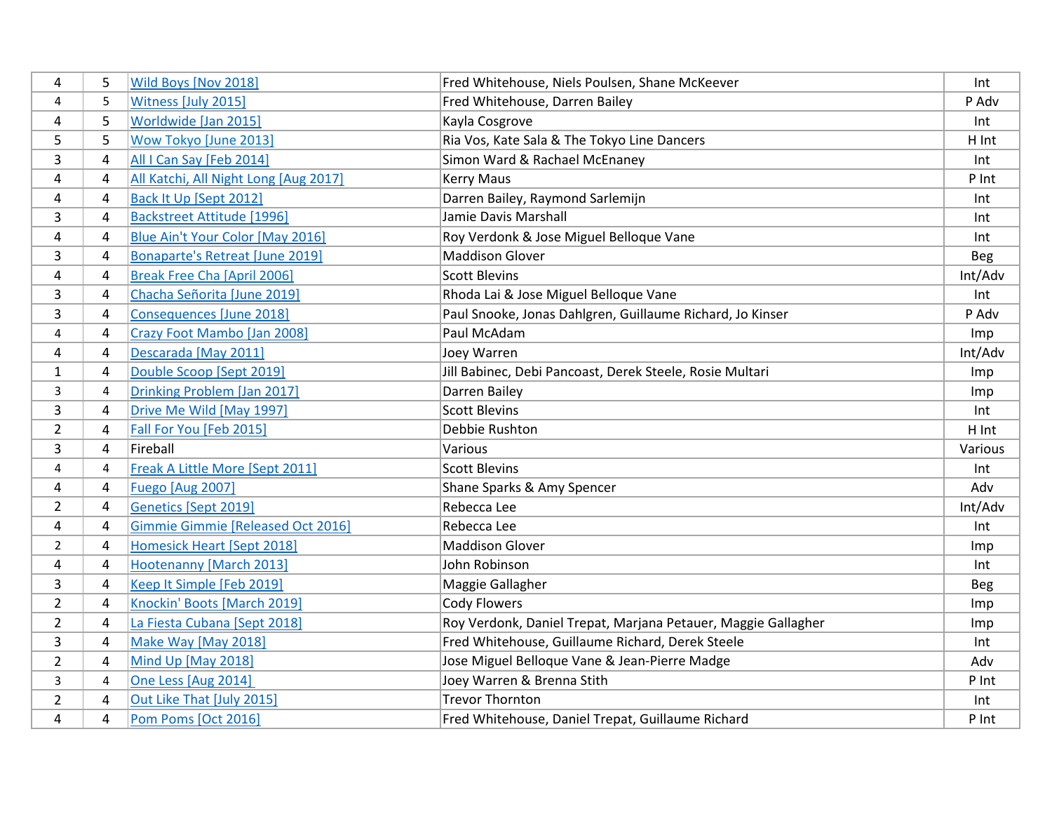| | | | | |
|---|---|---|---|---|
| 4 | 5 | Wild Boys [Nov 2018] | Fred Whitehouse, Niels Poulsen, Shane McKeever | Int |
| 4 | 5 | Witness [July 2015] | Fred Whitehouse, Darren Bailey | P Adv |
| 4 | 5 | Worldwide [Jan 2015] | Kayla Cosgrove | Int |
| 5 | 5 | Wow Tokyo [June 2013] | Ria Vos, Kate Sala & The Tokyo Line Dancers | H Int |
| 3 | 4 | All I Can Say [Feb 2014] | Simon Ward & Rachael McEnaney | Int |
| 4 | 4 | All Katchi, All Night Long [Aug 2017] | Kerry Maus | P Int |
| 4 | 4 | Back It Up [Sept 2012] | Darren Bailey, Raymond Sarlemijn | Int |
| 3 | 4 | Backstreet Attitude [1996] | Jamie Davis Marshall | Int |
| 4 | 4 | Blue Ain't Your Color [May 2016] | Roy Verdonk & Jose Miguel Belloque Vane | Int |
| 3 | 4 | Bonaparte's Retreat [June 2019] | Maddison Glover | Beg |
| 4 | 4 | Break Free Cha [April 2006] | Scott Blevins | Int/Adv |
| 3 | 4 | Chacha Señorita [June 2019] | Rhoda Lai & Jose Miguel Belloque Vane | Int |
| 3 | 4 | Consequences [June 2018] | Paul Snooke, Jonas Dahlgren, Guillaume Richard, Jo Kinser | P Adv |
| 4 | 4 | Crazy Foot Mambo [Jan 2008] | Paul McAdam | Imp |
| 4 | 4 | Descarada [May 2011] | Joey Warren | Int/Adv |
| 1 | 4 | Double Scoop [Sept 2019] | Jill Babinec, Debi Pancoast, Derek Steele, Rosie Multari | Imp |
| 3 | 4 | Drinking Problem [Jan 2017] | Darren Bailey | Imp |
| 3 | 4 | Drive Me Wild [May 1997] | Scott Blevins | Int |
| 2 | 4 | Fall For You [Feb 2015] | Debbie Rushton | H Int |
| 3 | 4 | Fireball | Various | Various |
| 4 | 4 | Freak A Little More [Sept 2011] | Scott Blevins | Int |
| 4 | 4 | Fuego [Aug 2007] | Shane Sparks & Amy Spencer | Adv |
| 2 | 4 | Genetics [Sept 2019] | Rebecca Lee | Int/Adv |
| 4 | 4 | Gimmie Gimmie [Released Oct 2016] | Rebecca Lee | Int |
| 2 | 4 | Homesick Heart [Sept 2018] | Maddison Glover | Imp |
| 4 | 4 | Hootenanny [March 2013] | John Robinson | Int |
| 3 | 4 | Keep It Simple [Feb 2019] | Maggie Gallagher | Beg |
| 2 | 4 | Knockin' Boots [March 2019] | Cody Flowers | Imp |
| 2 | 4 | La Fiesta Cubana [Sept 2018] | Roy Verdonk, Daniel Trepat, Marjana Petauer, Maggie Gallagher | Imp |
| 3 | 4 | Make Way [May 2018] | Fred Whitehouse, Guillaume Richard, Derek Steele | Int |
| 2 | 4 | Mind Up [May 2018] | Jose Miguel Belloque Vane & Jean-Pierre Madge | Adv |
| 3 | 4 | One Less [Aug 2014] | Joey Warren & Brenna Stith | P Int |
| 2 | 4 | Out Like That [July 2015] | Trevor Thornton | Int |
| 4 | 4 | Pom Poms [Oct 2016] | Fred Whitehouse, Daniel Trepat, Guillaume Richard | P Int |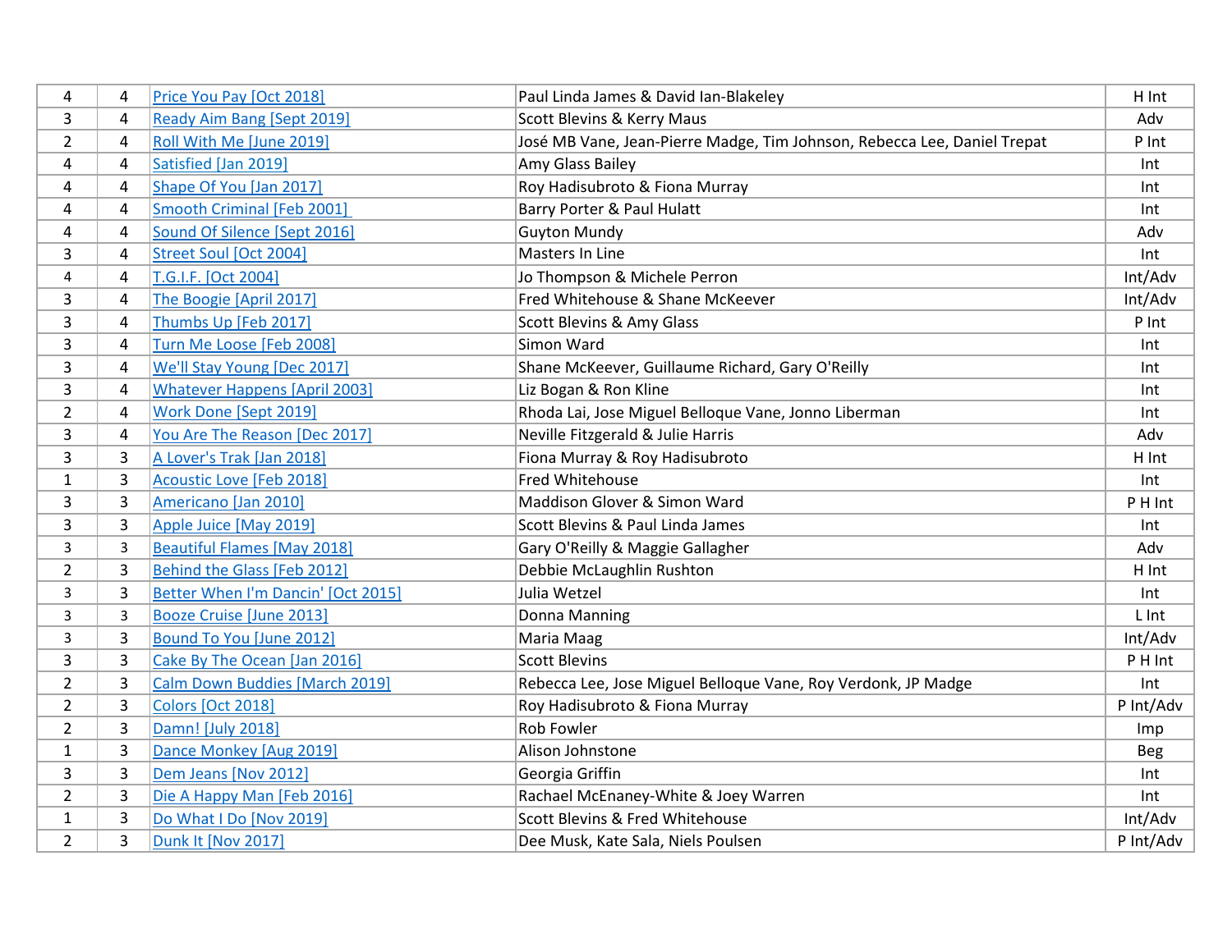| | | | | |
|---|---|---|---|---|
| 4 | 4 | Price You Pay [Oct 2018] | Paul Linda James & David Ian-Blakeley | H Int |
| 3 | 4 | Ready Aim Bang [Sept 2019] | Scott Blevins & Kerry Maus | Adv |
| 2 | 4 | Roll With Me [June 2019] | José MB Vane, Jean-Pierre Madge, Tim Johnson, Rebecca Lee, Daniel Trepat | P Int |
| 4 | 4 | Satisfied [Jan 2019] | Amy Glass Bailey | Int |
| 4 | 4 | Shape Of You [Jan 2017] | Roy Hadisubroto & Fiona Murray | Int |
| 4 | 4 | Smooth Criminal [Feb 2001] | Barry Porter & Paul Hulatt | Int |
| 4 | 4 | Sound Of Silence [Sept 2016] | Guyton Mundy | Adv |
| 3 | 4 | Street Soul [Oct 2004] | Masters In Line | Int |
| 4 | 4 | T.G.I.F. [Oct 2004] | Jo Thompson & Michele Perron | Int/Adv |
| 3 | 4 | The Boogie [April 2017] | Fred Whitehouse & Shane McKeever | Int/Adv |
| 3 | 4 | Thumbs Up [Feb 2017] | Scott Blevins & Amy Glass | P Int |
| 3 | 4 | Turn Me Loose [Feb 2008] | Simon Ward | Int |
| 3 | 4 | We'll Stay Young [Dec 2017] | Shane McKeever, Guillaume Richard, Gary O'Reilly | Int |
| 3 | 4 | Whatever Happens [April 2003] | Liz Bogan & Ron Kline | Int |
| 2 | 4 | Work Done [Sept 2019] | Rhoda Lai, Jose Miguel Belloque Vane, Jonno Liberman | Int |
| 3 | 4 | You Are The Reason [Dec 2017] | Neville Fitzgerald & Julie Harris | Adv |
| 3 | 3 | A Lover's Trak [Jan 2018] | Fiona Murray & Roy Hadisubroto | H Int |
| 1 | 3 | Acoustic Love [Feb 2018] | Fred Whitehouse | Int |
| 3 | 3 | Americano [Jan 2010] | Maddison Glover & Simon Ward | P H Int |
| 3 | 3 | Apple Juice [May 2019] | Scott Blevins & Paul Linda James | Int |
| 3 | 3 | Beautiful Flames [May 2018] | Gary O'Reilly & Maggie Gallagher | Adv |
| 2 | 3 | Behind the Glass [Feb 2012] | Debbie McLaughlin Rushton | H Int |
| 3 | 3 | Better When I'm Dancin' [Oct 2015] | Julia Wetzel | Int |
| 3 | 3 | Booze Cruise [June 2013] | Donna Manning | L Int |
| 3 | 3 | Bound To You [June 2012] | Maria Maag | Int/Adv |
| 3 | 3 | Cake By The Ocean [Jan 2016] | Scott Blevins | P H Int |
| 2 | 3 | Calm Down Buddies [March 2019] | Rebecca Lee, Jose Miguel Belloque Vane, Roy Verdonk, JP Madge | Int |
| 2 | 3 | Colors [Oct 2018] | Roy Hadisubroto & Fiona Murray | P Int/Adv |
| 2 | 3 | Damn! [July 2018] | Rob Fowler | Imp |
| 1 | 3 | Dance Monkey [Aug 2019] | Alison Johnstone | Beg |
| 3 | 3 | Dem Jeans [Nov 2012] | Georgia Griffin | Int |
| 2 | 3 | Die A Happy Man [Feb 2016] | Rachael McEnaney-White & Joey Warren | Int |
| 1 | 3 | Do What I Do [Nov 2019] | Scott Blevins & Fred Whitehouse | Int/Adv |
| 2 | 3 | Dunk It [Nov 2017] | Dee Musk, Kate Sala, Niels Poulsen | P Int/Adv |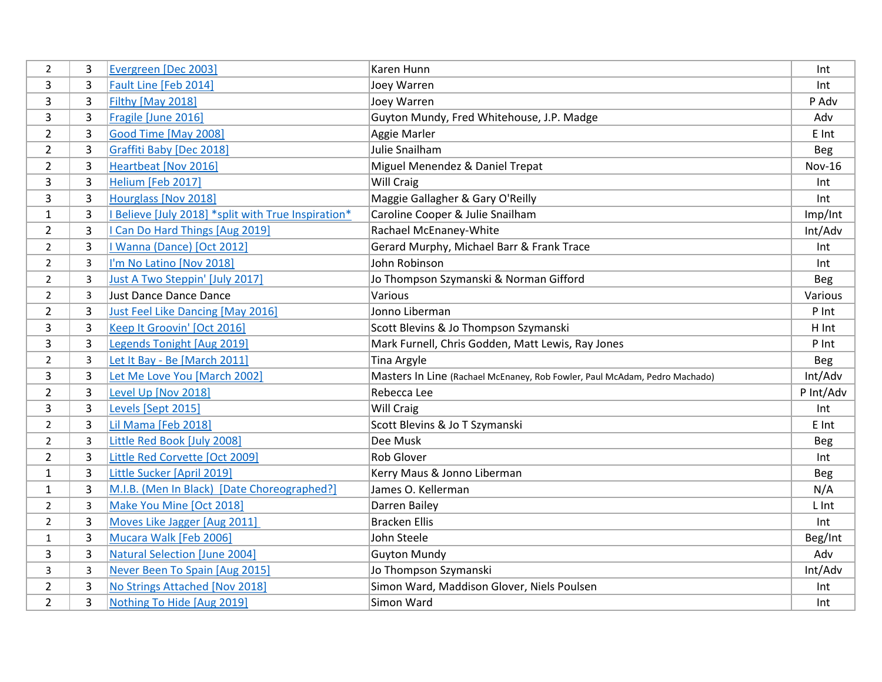| | | | | |
|---|---|---|---|---|
| 2 | 3 | Evergreen [Dec 2003] | Karen Hunn | Int |
| 3 | 3 | Fault Line [Feb 2014] | Joey Warren | Int |
| 3 | 3 | Filthy [May 2018] | Joey Warren | P Adv |
| 3 | 3 | Fragile [June 2016] | Guyton Mundy, Fred Whitehouse, J.P. Madge | Adv |
| 2 | 3 | Good Time [May 2008] | Aggie Marler | E Int |
| 2 | 3 | Graffiti Baby [Dec 2018] | Julie Snailham | Beg |
| 2 | 3 | Heartbeat [Nov 2016] | Miguel Menendez & Daniel Trepat | Nov-16 |
| 3 | 3 | Helium [Feb 2017] | Will Craig | Int |
| 3 | 3 | Hourglass [Nov 2018] | Maggie Gallagher & Gary O'Reilly | Int |
| 1 | 3 | I Believe [July 2018] *split with True Inspiration* | Caroline Cooper & Julie Snailham | Imp/Int |
| 2 | 3 | I Can Do Hard Things [Aug 2019] | Rachael McEnaney-White | Int/Adv |
| 2 | 3 | I Wanna (Dance) [Oct 2012] | Gerard Murphy, Michael Barr & Frank Trace | Int |
| 2 | 3 | I'm No Latino [Nov 2018] | John Robinson | Int |
| 2 | 3 | Just A Two Steppin' [July 2017] | Jo Thompson Szymanski & Norman Gifford | Beg |
| 2 | 3 | Just Dance Dance Dance | Various | Various |
| 2 | 3 | Just Feel Like Dancing [May 2016] | Jonno Liberman | P Int |
| 3 | 3 | Keep It Groovin' [Oct 2016] | Scott Blevins & Jo Thompson Szymanski | H Int |
| 3 | 3 | Legends Tonight [Aug 2019] | Mark Furnell, Chris Godden, Matt Lewis, Ray Jones | P Int |
| 2 | 3 | Let It Bay - Be [March 2011] | Tina Argyle | Beg |
| 3 | 3 | Let Me Love You [March 2002] | Masters In Line (Rachael McEnaney, Rob Fowler, Paul McAdam, Pedro Machado) | Int/Adv |
| 2 | 3 | Level Up [Nov 2018] | Rebecca Lee | P Int/Adv |
| 3 | 3 | Levels [Sept 2015] | Will Craig | Int |
| 2 | 3 | Lil Mama [Feb 2018] | Scott Blevins & Jo T Szymanski | E Int |
| 2 | 3 | Little Red Book [July 2008] | Dee Musk | Beg |
| 2 | 3 | Little Red Corvette [Oct 2009] | Rob Glover | Int |
| 1 | 3 | Little Sucker [April 2019] | Kerry Maus & Jonno Liberman | Beg |
| 1 | 3 | M.I.B. (Men In Black) [Date Choreographed?] | James O. Kellerman | N/A |
| 2 | 3 | Make You Mine [Oct 2018] | Darren Bailey | L Int |
| 2 | 3 | Moves Like Jagger [Aug 2011] | Bracken Ellis | Int |
| 1 | 3 | Mucara Walk [Feb 2006] | John Steele | Beg/Int |
| 3 | 3 | Natural Selection [June 2004] | Guyton Mundy | Adv |
| 3 | 3 | Never Been To Spain [Aug 2015] | Jo Thompson Szymanski | Int/Adv |
| 2 | 3 | No Strings Attached [Nov 2018] | Simon Ward, Maddison Glover, Niels Poulsen | Int |
| 2 | 3 | Nothing To Hide [Aug 2019] | Simon Ward | Int |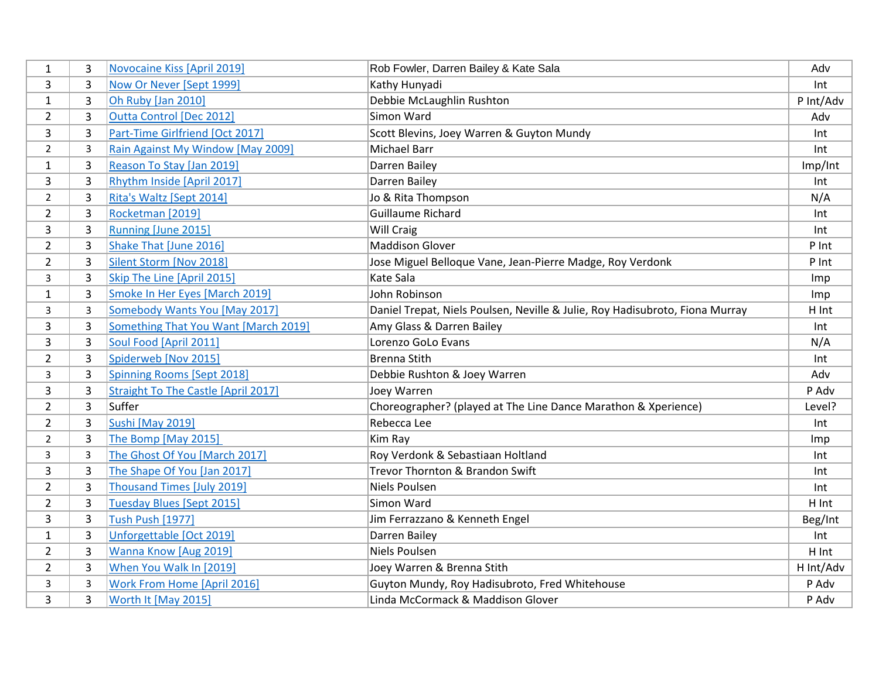| | | | | |
|---|---|---|---|---|
| 1 | 3 | Novocaine Kiss [April 2019] | Rob Fowler, Darren Bailey & Kate Sala | Adv |
| 3 | 3 | Now Or Never [Sept 1999] | Kathy Hunyadi | Int |
| 1 | 3 | Oh Ruby [Jan 2010] | Debbie McLaughlin Rushton | P Int/Adv |
| 2 | 3 | Outta Control [Dec 2012] | Simon Ward | Adv |
| 3 | 3 | Part-Time Girlfriend [Oct 2017] | Scott Blevins, Joey Warren & Guyton Mundy | Int |
| 2 | 3 | Rain Against My Window [May 2009] | Michael Barr | Int |
| 1 | 3 | Reason To Stay [Jan 2019] | Darren Bailey | Imp/Int |
| 3 | 3 | Rhythm Inside [April 2017] | Darren Bailey | Int |
| 2 | 3 | Rita's Waltz [Sept 2014] | Jo & Rita Thompson | N/A |
| 2 | 3 | Rocketman [2019] | Guillaume Richard | Int |
| 3 | 3 | Running [June 2015] | Will Craig | Int |
| 2 | 3 | Shake That [June 2016] | Maddison Glover | P Int |
| 2 | 3 | Silent Storm [Nov 2018] | Jose Miguel Belloque Vane, Jean-Pierre Madge, Roy Verdonk | P Int |
| 3 | 3 | Skip The Line [April 2015] | Kate Sala | Imp |
| 1 | 3 | Smoke In Her Eyes [March 2019] | John Robinson | Imp |
| 3 | 3 | Somebody Wants You [May 2017] | Daniel Trepat, Niels Poulsen, Neville & Julie, Roy Hadisubroto, Fiona Murray | H Int |
| 3 | 3 | Something That You Want [March 2019] | Amy Glass & Darren Bailey | Int |
| 3 | 3 | Soul Food [April 2011] | Lorenzo GoLo Evans | N/A |
| 2 | 3 | Spiderweb [Nov 2015] | Brenna Stith | Int |
| 3 | 3 | Spinning Rooms [Sept 2018] | Debbie Rushton & Joey Warren | Adv |
| 3 | 3 | Straight To The Castle [April 2017] | Joey Warren | P Adv |
| 2 | 3 | Suffer | Choreographer? (played at The Line Dance Marathon & Xperience) | Level? |
| 2 | 3 | Sushi [May 2019] | Rebecca Lee | Int |
| 2 | 3 | The Bomp [May 2015] | Kim Ray | Imp |
| 3 | 3 | The Ghost Of You [March 2017] | Roy Verdonk & Sebastiaan Holtland | Int |
| 3 | 3 | The Shape Of You [Jan 2017] | Trevor Thornton & Brandon Swift | Int |
| 2 | 3 | Thousand Times [July 2019] | Niels Poulsen | Int |
| 2 | 3 | Tuesday Blues [Sept 2015] | Simon Ward | H Int |
| 3 | 3 | Tush Push [1977] | Jim Ferrazzano & Kenneth Engel | Beg/Int |
| 1 | 3 | Unforgettable [Oct 2019] | Darren Bailey | Int |
| 2 | 3 | Wanna Know [Aug 2019] | Niels Poulsen | H Int |
| 2 | 3 | When You Walk In [2019] | Joey Warren & Brenna Stith | H Int/Adv |
| 3 | 3 | Work From Home [April 2016] | Guyton Mundy, Roy Hadisubroto, Fred Whitehouse | P Adv |
| 3 | 3 | Worth It [May 2015] | Linda McCormack & Maddison Glover | P Adv |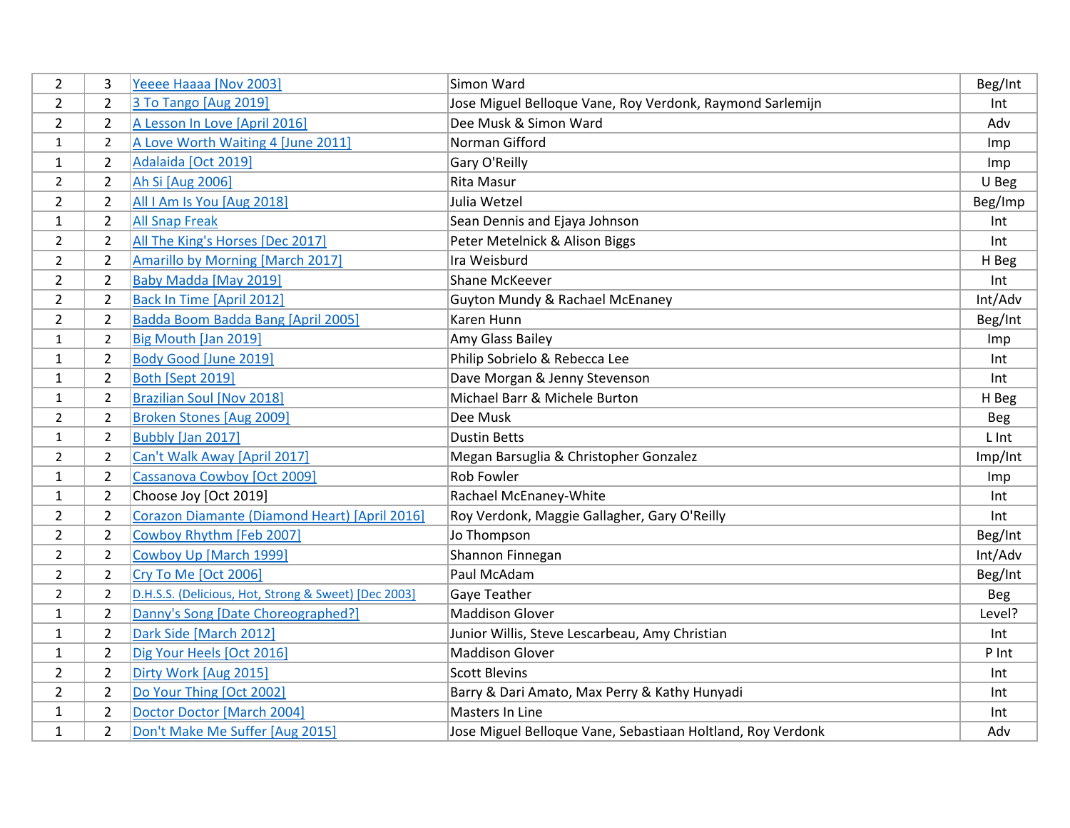| | | | | |
|---|---|---|---|---|
| 2 | 3 | Yeeee Haaaa [Nov 2003] | Simon Ward | Beg/Int |
| 2 | 2 | 3 To Tango [Aug 2019] | Jose Miguel Belloque Vane, Roy Verdonk, Raymond Sarlemijn | Int |
| 2 | 2 | A Lesson In Love [April 2016] | Dee Musk & Simon Ward | Adv |
| 1 | 2 | A Love Worth Waiting 4 [June 2011] | Norman Gifford | Imp |
| 1 | 2 | Adalaida [Oct 2019] | Gary O'Reilly | Imp |
| 2 | 2 | Ah Si [Aug 2006] | Rita Masur | U Beg |
| 2 | 2 | All I Am Is You [Aug 2018] | Julia Wetzel | Beg/Imp |
| 1 | 2 | All Snap Freak | Sean Dennis and Ejaya Johnson | Int |
| 2 | 2 | All The King's Horses [Dec 2017] | Peter Metelnick & Alison Biggs | Int |
| 2 | 2 | Amarillo by Morning [March 2017] | Ira Weisburd | H Beg |
| 2 | 2 | Baby Madda [May 2019] | Shane McKeever | Int |
| 2 | 2 | Back In Time [April 2012] | Guyton Mundy & Rachael McEnaney | Int/Adv |
| 2 | 2 | Badda Boom Badda Bang [April 2005] | Karen Hunn | Beg/Int |
| 1 | 2 | Big Mouth [Jan 2019] | Amy Glass Bailey | Imp |
| 1 | 2 | Body Good [June 2019] | Philip Sobrielo & Rebecca Lee | Int |
| 1 | 2 | Both [Sept 2019] | Dave Morgan & Jenny Stevenson | Int |
| 1 | 2 | Brazilian Soul [Nov 2018] | Michael Barr & Michele Burton | H Beg |
| 2 | 2 | Broken Stones [Aug 2009] | Dee Musk | Beg |
| 1 | 2 | Bubbly [Jan 2017] | Dustin Betts | L Int |
| 2 | 2 | Can't Walk Away [April 2017] | Megan Barsuglia & Christopher Gonzalez | Imp/Int |
| 1 | 2 | Cassanova Cowboy [Oct 2009] | Rob Fowler | Imp |
| 1 | 2 | Choose Joy [Oct 2019] | Rachael McEnaney-White | Int |
| 2 | 2 | Corazon Diamante (Diamond Heart) [April 2016] | Roy Verdonk, Maggie Gallagher, Gary O'Reilly | Int |
| 2 | 2 | Cowboy Rhythm [Feb 2007] | Jo Thompson | Beg/Int |
| 2 | 2 | Cowboy Up [March 1999] | Shannon Finnegan | Int/Adv |
| 2 | 2 | Cry To Me [Oct 2006] | Paul McAdam | Beg/Int |
| 2 | 2 | D.H.S.S. (Delicious, Hot, Strong & Sweet) [Dec 2003] | Gaye Teather | Beg |
| 1 | 2 | Danny's Song [Date Choreographed?] | Maddison Glover | Level? |
| 1 | 2 | Dark Side [March 2012] | Junior Willis, Steve Lescarbeau, Amy Christian | Int |
| 1 | 2 | Dig Your Heels [Oct 2016] | Maddison Glover | P Int |
| 2 | 2 | Dirty Work [Aug 2015] | Scott Blevins | Int |
| 2 | 2 | Do Your Thing [Oct 2002] | Barry & Dari Amato, Max Perry & Kathy Hunyadi | Int |
| 1 | 2 | Doctor Doctor [March 2004] | Masters In Line | Int |
| 1 | 2 | Don't Make Me Suffer [Aug 2015] | Jose Miguel Belloque Vane, Sebastiaan Holtland, Roy Verdonk | Adv |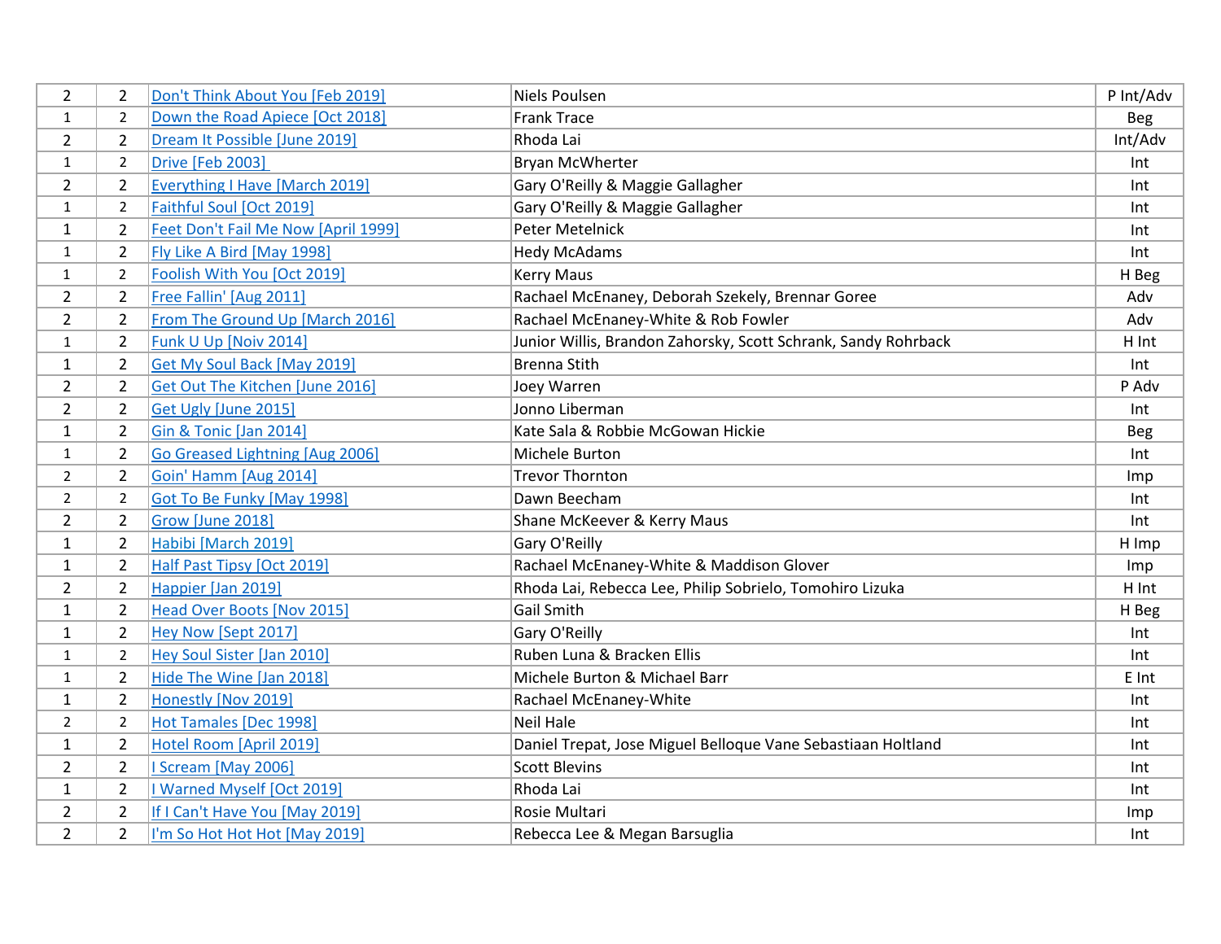| | | | | |
|---|---|---|---|---|
| 2 | 2 | Don't Think About You [Feb 2019] | Niels Poulsen | P Int/Adv |
| 1 | 2 | Down the Road Apiece [Oct 2018] | Frank Trace | Beg |
| 2 | 2 | Dream It Possible [June 2019] | Rhoda Lai | Int/Adv |
| 1 | 2 | Drive [Feb 2003] | Bryan McWherter | Int |
| 2 | 2 | Everything I Have [March 2019] | Gary O'Reilly & Maggie Gallagher | Int |
| 1 | 2 | Faithful Soul [Oct 2019] | Gary O'Reilly & Maggie Gallagher | Int |
| 1 | 2 | Feet Don't Fail Me Now [April 1999] | Peter Metelnick | Int |
| 1 | 2 | Fly Like A Bird [May 1998] | Hedy McAdams | Int |
| 1 | 2 | Foolish With You [Oct 2019] | Kerry Maus | H Beg |
| 2 | 2 | Free Fallin' [Aug 2011] | Rachael McEnaney, Deborah Szekely, Brennar Goree | Adv |
| 2 | 2 | From The Ground Up [March 2016] | Rachael McEnaney-White & Rob Fowler | Adv |
| 1 | 2 | Funk U Up [Noiv 2014] | Junior Willis, Brandon Zahorsky, Scott Schrank, Sandy Rohrback | H Int |
| 1 | 2 | Get My Soul Back [May 2019] | Brenna Stith | Int |
| 2 | 2 | Get Out The Kitchen [June 2016] | Joey Warren | P Adv |
| 2 | 2 | Get Ugly [June 2015] | Jonno Liberman | Int |
| 1 | 2 | Gin & Tonic [Jan 2014] | Kate Sala & Robbie McGowan Hickie | Beg |
| 1 | 2 | Go Greased Lightning [Aug 2006] | Michele Burton | Int |
| 2 | 2 | Goin' Hamm [Aug 2014] | Trevor Thornton | Imp |
| 2 | 2 | Got To Be Funky [May 1998] | Dawn Beecham | Int |
| 2 | 2 | Grow [June 2018] | Shane McKeever & Kerry Maus | Int |
| 1 | 2 | Habibi [March 2019] | Gary O'Reilly | H Imp |
| 1 | 2 | Half Past Tipsy [Oct 2019] | Rachael McEnaney-White & Maddison Glover | Imp |
| 2 | 2 | Happier [Jan 2019] | Rhoda Lai, Rebecca Lee, Philip Sobrielo, Tomohiro Lizuka | H Int |
| 1 | 2 | Head Over Boots [Nov 2015] | Gail Smith | H Beg |
| 1 | 2 | Hey Now [Sept 2017] | Gary O'Reilly | Int |
| 1 | 2 | Hey Soul Sister [Jan 2010] | Ruben Luna & Bracken Ellis | Int |
| 1 | 2 | Hide The Wine [Jan 2018] | Michele Burton & Michael Barr | E Int |
| 1 | 2 | Honestly [Nov 2019] | Rachael McEnaney-White | Int |
| 2 | 2 | Hot Tamales [Dec 1998] | Neil Hale | Int |
| 1 | 2 | Hotel Room [April 2019] | Daniel Trepat, Jose Miguel Belloque Vane Sebastiaan Holtland | Int |
| 2 | 2 | I Scream [May 2006] | Scott Blevins | Int |
| 1 | 2 | I Warned Myself [Oct 2019] | Rhoda Lai | Int |
| 2 | 2 | If I Can't Have You [May 2019] | Rosie Multari | Imp |
| 2 | 2 | I'm So Hot Hot Hot [May 2019] | Rebecca Lee & Megan Barsuglia | Int |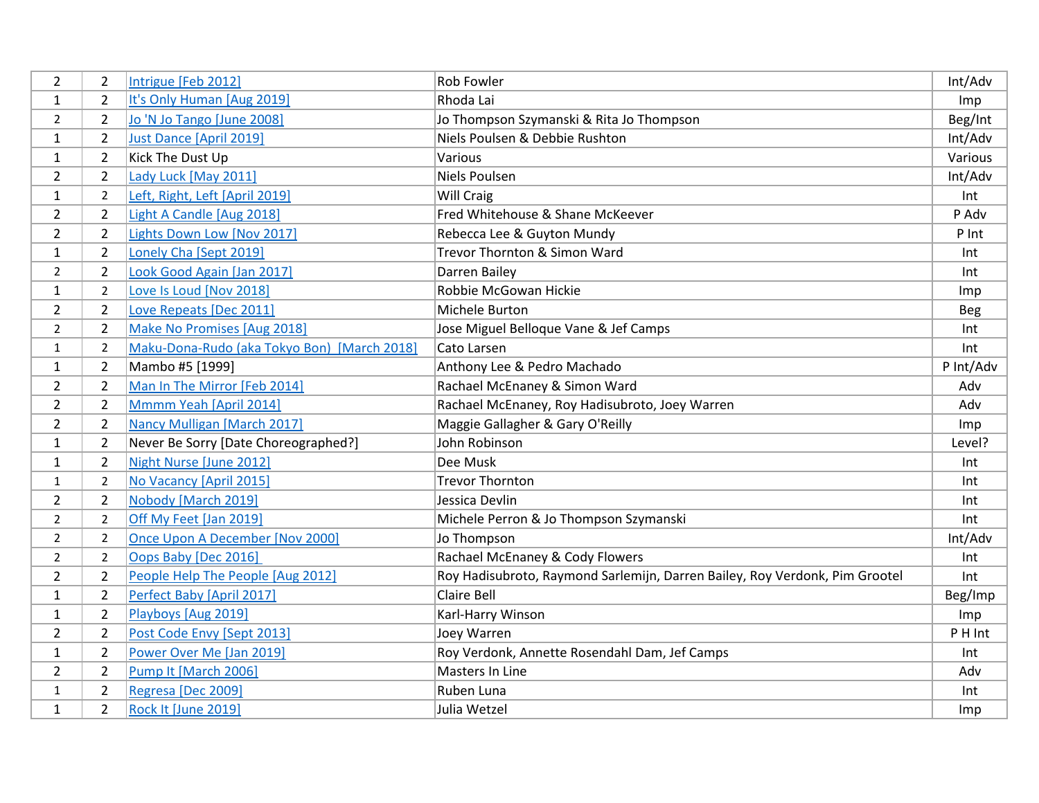| | | | | |
|---|---|---|---|---|
| 2 | 2 | Intrigue [Feb 2012] | Rob Fowler | Int/Adv |
| 1 | 2 | It's Only Human [Aug 2019] | Rhoda Lai | Imp |
| 2 | 2 | Jo 'N Jo Tango [June 2008] | Jo Thompson Szymanski & Rita Jo Thompson | Beg/Int |
| 1 | 2 | Just Dance [April 2019] | Niels Poulsen & Debbie Rushton | Int/Adv |
| 1 | 2 | Kick The Dust Up | Various | Various |
| 2 | 2 | Lady Luck [May 2011] | Niels Poulsen | Int/Adv |
| 1 | 2 | Left, Right, Left [April 2019] | Will Craig | Int |
| 2 | 2 | Light A Candle [Aug 2018] | Fred Whitehouse & Shane McKeever | P Adv |
| 2 | 2 | Lights Down Low [Nov 2017] | Rebecca Lee & Guyton Mundy | P Int |
| 1 | 2 | Lonely Cha [Sept 2019] | Trevor Thornton & Simon Ward | Int |
| 2 | 2 | Look Good Again [Jan 2017] | Darren Bailey | Int |
| 1 | 2 | Love Is Loud [Nov 2018] | Robbie McGowan Hickie | Imp |
| 2 | 2 | Love Repeats [Dec 2011] | Michele Burton | Beg |
| 2 | 2 | Make No Promises [Aug 2018] | Jose Miguel Belloque Vane & Jef Camps | Int |
| 1 | 2 | Maku-Dona-Rudo (aka Tokyo Bon) [March 2018] | Cato Larsen | Int |
| 1 | 2 | Mambo #5 [1999] | Anthony Lee & Pedro Machado | P Int/Adv |
| 2 | 2 | Man In The Mirror [Feb 2014] | Rachael McEnaney & Simon Ward | Adv |
| 2 | 2 | Mmmm Yeah [April 2014] | Rachael McEnaney, Roy Hadisubroto, Joey Warren | Adv |
| 2 | 2 | Nancy Mulligan [March 2017] | Maggie Gallagher & Gary O'Reilly | Imp |
| 1 | 2 | Never Be Sorry [Date Choreographed?] | John Robinson | Level? |
| 1 | 2 | Night Nurse [June 2012] | Dee Musk | Int |
| 1 | 2 | No Vacancy [April 2015] | Trevor Thornton | Int |
| 2 | 2 | Nobody [March 2019] | Jessica Devlin | Int |
| 2 | 2 | Off My Feet [Jan 2019] | Michele Perron & Jo Thompson Szymanski | Int |
| 2 | 2 | Once Upon A December [Nov 2000] | Jo Thompson | Int/Adv |
| 2 | 2 | Oops Baby [Dec 2016] | Rachael McEnaney & Cody Flowers | Int |
| 2 | 2 | People Help The People [Aug 2012] | Roy Hadisubroto, Raymond Sarlemijn, Darren Bailey, Roy Verdonk, Pim Grootel | Int |
| 1 | 2 | Perfect Baby [April 2017] | Claire Bell | Beg/Imp |
| 1 | 2 | Playboys [Aug 2019] | Karl-Harry Winson | Imp |
| 2 | 2 | Post Code Envy [Sept 2013] | Joey Warren | P H Int |
| 1 | 2 | Power Over Me [Jan 2019] | Roy Verdonk, Annette Rosendahl Dam, Jef Camps | Int |
| 2 | 2 | Pump It [March 2006] | Masters In Line | Adv |
| 1 | 2 | Regresa [Dec 2009] | Ruben Luna | Int |
| 1 | 2 | Rock It [June 2019] | Julia Wetzel | Imp |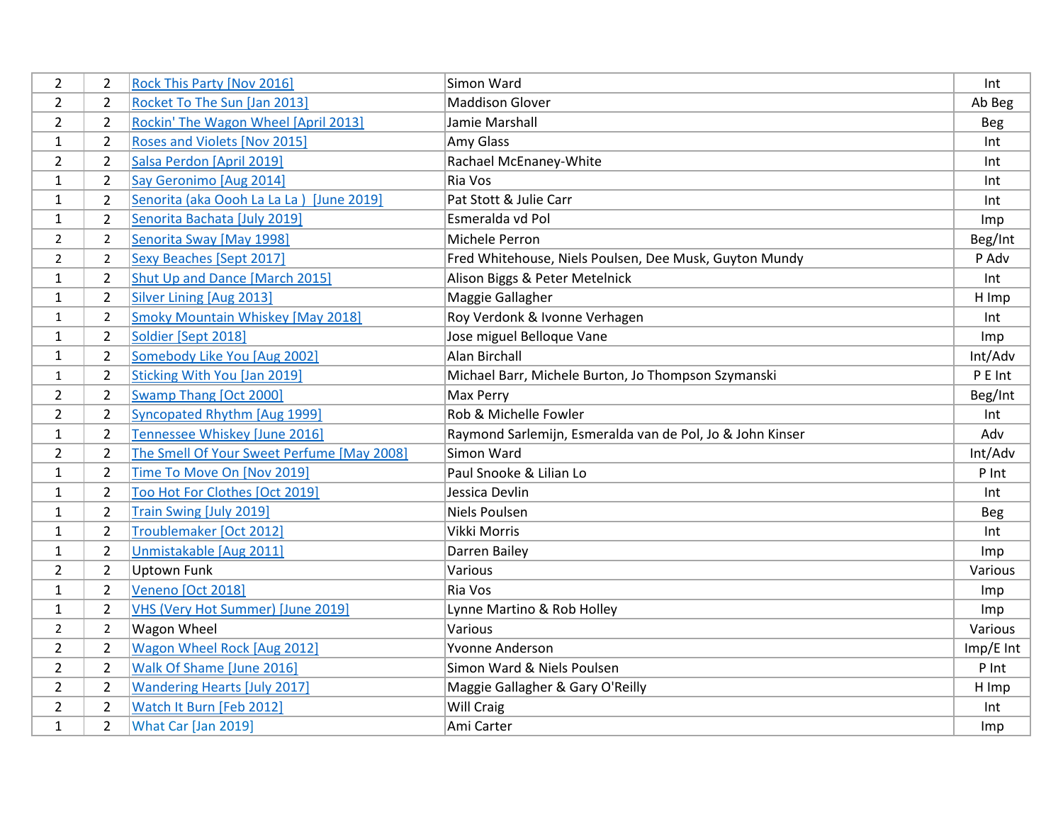| | | | | |
|---|---|---|---|---|
| 2 | 2 | Rock This Party [Nov 2016] | Simon Ward | Int |
| 2 | 2 | Rocket To The Sun [Jan 2013] | Maddison Glover | Ab Beg |
| 2 | 2 | Rockin' The Wagon Wheel [April 2013] | Jamie Marshall | Beg |
| 1 | 2 | Roses and Violets [Nov 2015] | Amy Glass | Int |
| 2 | 2 | Salsa Perdon [April 2019] | Rachael McEnaney-White | Int |
| 1 | 2 | Say Geronimo [Aug 2014] | Ria Vos | Int |
| 1 | 2 | Senorita (aka Oooh La La La ) [June 2019] | Pat Stott & Julie Carr | Int |
| 1 | 2 | Senorita Bachata [July 2019] | Esmeralda vd Pol | Imp |
| 2 | 2 | Senorita Sway [May 1998] | Michele Perron | Beg/Int |
| 2 | 2 | Sexy Beaches [Sept 2017] | Fred Whitehouse, Niels Poulsen, Dee Musk, Guyton Mundy | P Adv |
| 1 | 2 | Shut Up and Dance [March 2015] | Alison Biggs & Peter Metelnick | Int |
| 1 | 2 | Silver Lining [Aug 2013] | Maggie Gallagher | H Imp |
| 1 | 2 | Smoky Mountain Whiskey [May 2018] | Roy Verdonk & Ivonne Verhagen | Int |
| 1 | 2 | Soldier [Sept 2018] | Jose miguel Belloque Vane | Imp |
| 1 | 2 | Somebody Like You [Aug 2002] | Alan Birchall | Int/Adv |
| 1 | 2 | Sticking With You [Jan 2019] | Michael Barr, Michele Burton, Jo Thompson Szymanski | P E Int |
| 2 | 2 | Swamp Thang [Oct 2000] | Max Perry | Beg/Int |
| 2 | 2 | Syncopated Rhythm [Aug 1999] | Rob & Michelle Fowler | Int |
| 1 | 2 | Tennessee Whiskey [June 2016] | Raymond Sarlemijn, Esmeralda van de Pol, Jo & John Kinser | Adv |
| 2 | 2 | The Smell Of Your Sweet Perfume [May 2008] | Simon Ward | Int/Adv |
| 1 | 2 | Time To Move On [Nov 2019] | Paul Snooke & Lilian Lo | P Int |
| 1 | 2 | Too Hot For Clothes [Oct 2019] | Jessica Devlin | Int |
| 1 | 2 | Train Swing [July 2019] | Niels Poulsen | Beg |
| 1 | 2 | Troublemaker [Oct 2012] | Vikki Morris | Int |
| 1 | 2 | Unmistakable [Aug 2011] | Darren Bailey | Imp |
| 2 | 2 | Uptown Funk | Various | Various |
| 1 | 2 | Veneno [Oct 2018] | Ria Vos | Imp |
| 1 | 2 | VHS (Very Hot Summer) [June 2019] | Lynne Martino & Rob Holley | Imp |
| 2 | 2 | Wagon Wheel | Various | Various |
| 2 | 2 | Wagon Wheel Rock [Aug 2012] | Yvonne Anderson | Imp/E Int |
| 2 | 2 | Walk Of Shame [June 2016] | Simon Ward & Niels Poulsen | P Int |
| 2 | 2 | Wandering Hearts [July 2017] | Maggie Gallagher & Gary O'Reilly | H Imp |
| 2 | 2 | Watch It Burn [Feb 2012] | Will Craig | Int |
| 1 | 2 | What Car [Jan 2019] | Ami Carter | Imp |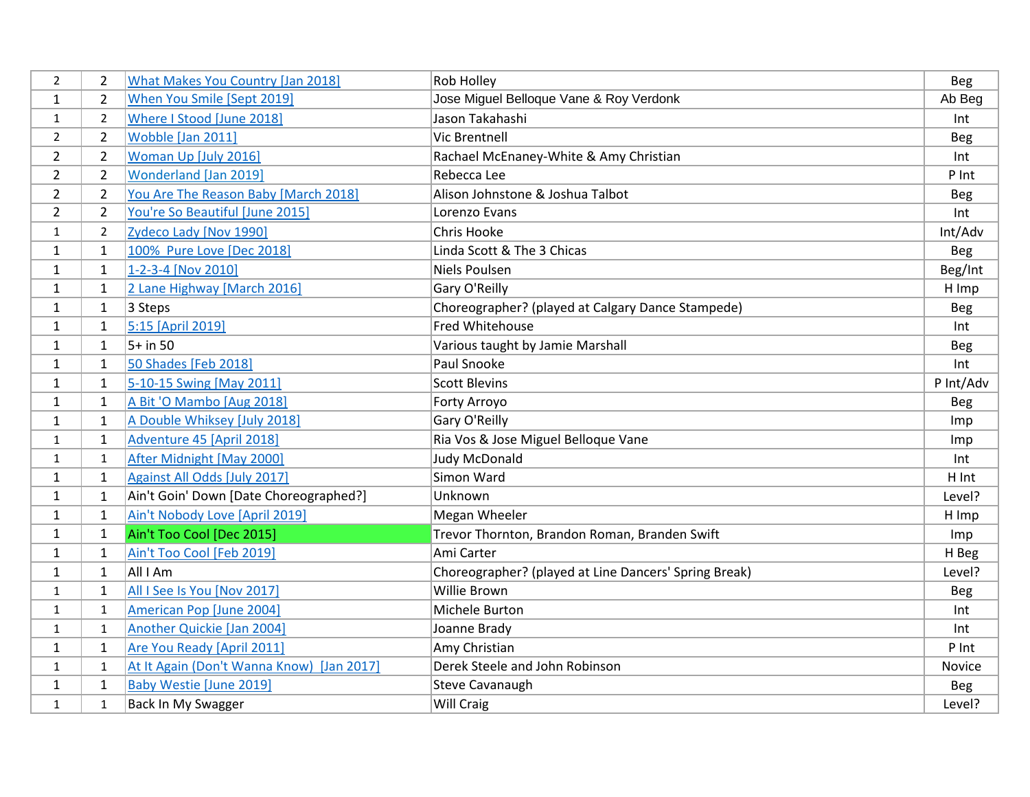| | | | | |
|---|---|---|---|---|
| 2 | 2 | What Makes You Country [Jan 2018] | Rob Holley | Beg |
| 1 | 2 | When You Smile [Sept 2019] | Jose Miguel Belloque Vane & Roy Verdonk | Ab Beg |
| 1 | 2 | Where I Stood [June 2018] | Jason Takahashi | Int |
| 2 | 2 | Wobble [Jan 2011] | Vic Brentnell | Beg |
| 2 | 2 | Woman Up [July 2016] | Rachael McEnaney-White & Amy Christian | Int |
| 2 | 2 | Wonderland [Jan 2019] | Rebecca Lee | P Int |
| 2 | 2 | You Are The Reason Baby [March 2018] | Alison Johnstone & Joshua Talbot | Beg |
| 2 | 2 | You're So Beautiful [June 2015] | Lorenzo Evans | Int |
| 1 | 2 | Zydeco Lady [Nov 1990] | Chris Hooke | Int/Adv |
| 1 | 1 | 100% Pure Love [Dec 2018] | Linda Scott & The 3 Chicas | Beg |
| 1 | 1 | 1-2-3-4 [Nov 2010] | Niels Poulsen | Beg/Int |
| 1 | 1 | 2 Lane Highway [March 2016] | Gary O'Reilly | H Imp |
| 1 | 1 | 3 Steps | Choreographer? (played at Calgary Dance Stampede) | Beg |
| 1 | 1 | 5:15 [April 2019] | Fred Whitehouse | Int |
| 1 | 1 | 5+ in 50 | Various taught by Jamie Marshall | Beg |
| 1 | 1 | 50 Shades [Feb 2018] | Paul Snooke | Int |
| 1 | 1 | 5-10-15 Swing [May 2011] | Scott Blevins | P Int/Adv |
| 1 | 1 | A Bit 'O Mambo [Aug 2018] | Forty Arroyo | Beg |
| 1 | 1 | A Double Whiksey [July 2018] | Gary O'Reilly | Imp |
| 1 | 1 | Adventure 45 [April 2018] | Ria Vos & Jose Miguel Belloque Vane | Imp |
| 1 | 1 | After Midnight [May 2000] | Judy McDonald | Int |
| 1 | 1 | Against All Odds [July 2017] | Simon Ward | H Int |
| 1 | 1 | Ain't Goin' Down [Date Choreographed?] | Unknown | Level? |
| 1 | 1 | Ain't Nobody Love [April 2019] | Megan Wheeler | H Imp |
| 1 | 1 | Ain't Too Cool [Dec 2015] | Trevor Thornton, Brandon Roman, Branden Swift | Imp |
| 1 | 1 | Ain't Too Cool [Feb 2019] | Ami Carter | H Beg |
| 1 | 1 | All I Am | Choreographer? (played at Line Dancers' Spring Break) | Level? |
| 1 | 1 | All I See Is You [Nov 2017] | Willie Brown | Beg |
| 1 | 1 | American Pop [June 2004] | Michele Burton | Int |
| 1 | 1 | Another Quickie [Jan 2004] | Joanne Brady | Int |
| 1 | 1 | Are You Ready [April 2011] | Amy Christian | P Int |
| 1 | 1 | At It Again (Don't Wanna Know) [Jan 2017] | Derek Steele and John Robinson | Novice |
| 1 | 1 | Baby Westie [June 2019] | Steve Cavanaugh | Beg |
| 1 | 1 | Back In My Swagger | Will Craig | Level? |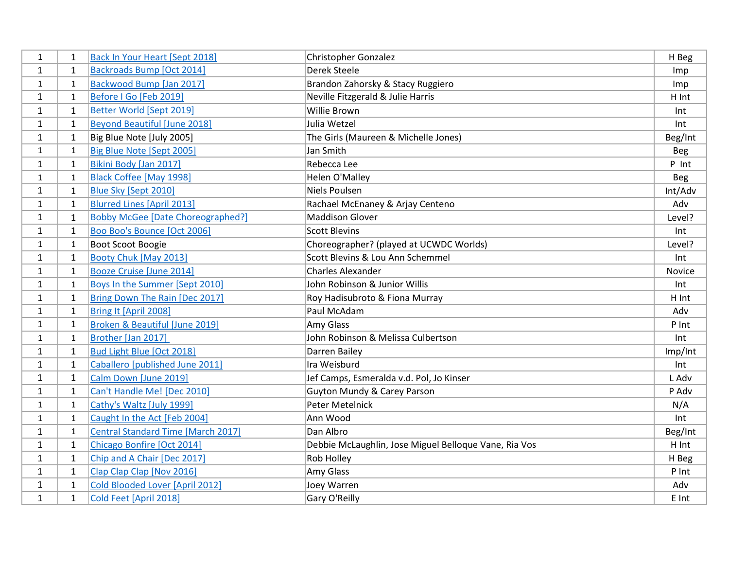| | | | | |
|---|---|---|---|---|
| 1 | 1 | Back In Your Heart [Sept 2018] | Christopher Gonzalez | H Beg |
| 1 | 1 | Backroads Bump [Oct 2014] | Derek Steele | Imp |
| 1 | 1 | Backwood Bump [Jan 2017] | Brandon Zahorsky & Stacy Ruggiero | Imp |
| 1 | 1 | Before I Go [Feb 2019] | Neville Fitzgerald & Julie Harris | H Int |
| 1 | 1 | Better World [Sept 2019] | Willie Brown | Int |
| 1 | 1 | Beyond Beautiful [June 2018] | Julia Wetzel | Int |
| 1 | 1 | Big Blue Note [July 2005] | The Girls (Maureen & Michelle Jones) | Beg/Int |
| 1 | 1 | Big Blue Note [Sept 2005] | Jan Smith | Beg |
| 1 | 1 | Bikini Body [Jan 2017] | Rebecca Lee | P Int |
| 1 | 1 | Black Coffee [May 1998] | Helen O'Malley | Beg |
| 1 | 1 | Blue Sky [Sept 2010] | Niels Poulsen | Int/Adv |
| 1 | 1 | Blurred Lines [April 2013] | Rachael McEnaney & Arjay Centeno | Adv |
| 1 | 1 | Bobby McGee [Date Choreographed?] | Maddison Glover | Level? |
| 1 | 1 | Boo Boo's Bounce [Oct 2006] | Scott Blevins | Int |
| 1 | 1 | Boot Scoot Boogie | Choreographer? (played at UCWDC Worlds) | Level? |
| 1 | 1 | Booty Chuk [May 2013] | Scott Blevins & Lou Ann Schemmel | Int |
| 1 | 1 | Booze Cruise [June 2014] | Charles Alexander | Novice |
| 1 | 1 | Boys In the Summer [Sept 2010] | John Robinson & Junior Willis | Int |
| 1 | 1 | Bring Down The Rain [Dec 2017] | Roy Hadisubroto & Fiona Murray | H Int |
| 1 | 1 | Bring It [April 2008] | Paul McAdam | Adv |
| 1 | 1 | Broken & Beautiful [June 2019] | Amy Glass | P Int |
| 1 | 1 | Brother [Jan 2017] | John Robinson & Melissa Culbertson | Int |
| 1 | 1 | Bud Light Blue [Oct 2018] | Darren Bailey | Imp/Int |
| 1 | 1 | Caballero [published June 2011] | Ira Weisburd | Int |
| 1 | 1 | Calm Down [June 2019] | Jef Camps, Esmeralda v.d. Pol, Jo Kinser | L Adv |
| 1 | 1 | Can't Handle Me! [Dec 2010] | Guyton Mundy & Carey Parson | P Adv |
| 1 | 1 | Cathy's Waltz [July 1999] | Peter Metelnick | N/A |
| 1 | 1 | Caught In the Act [Feb 2004] | Ann Wood | Int |
| 1 | 1 | Central Standard Time [March 2017] | Dan Albro | Beg/Int |
| 1 | 1 | Chicago Bonfire [Oct 2014] | Debbie McLaughlin, Jose Miguel Belloque Vane, Ria Vos | H Int |
| 1 | 1 | Chip and A Chair [Dec 2017] | Rob Holley | H Beg |
| 1 | 1 | Clap Clap Clap [Nov 2016] | Amy Glass | P Int |
| 1 | 1 | Cold Blooded Lover [April 2012] | Joey Warren | Adv |
| 1 | 1 | Cold Feet [April 2018] | Gary O'Reilly | E Int |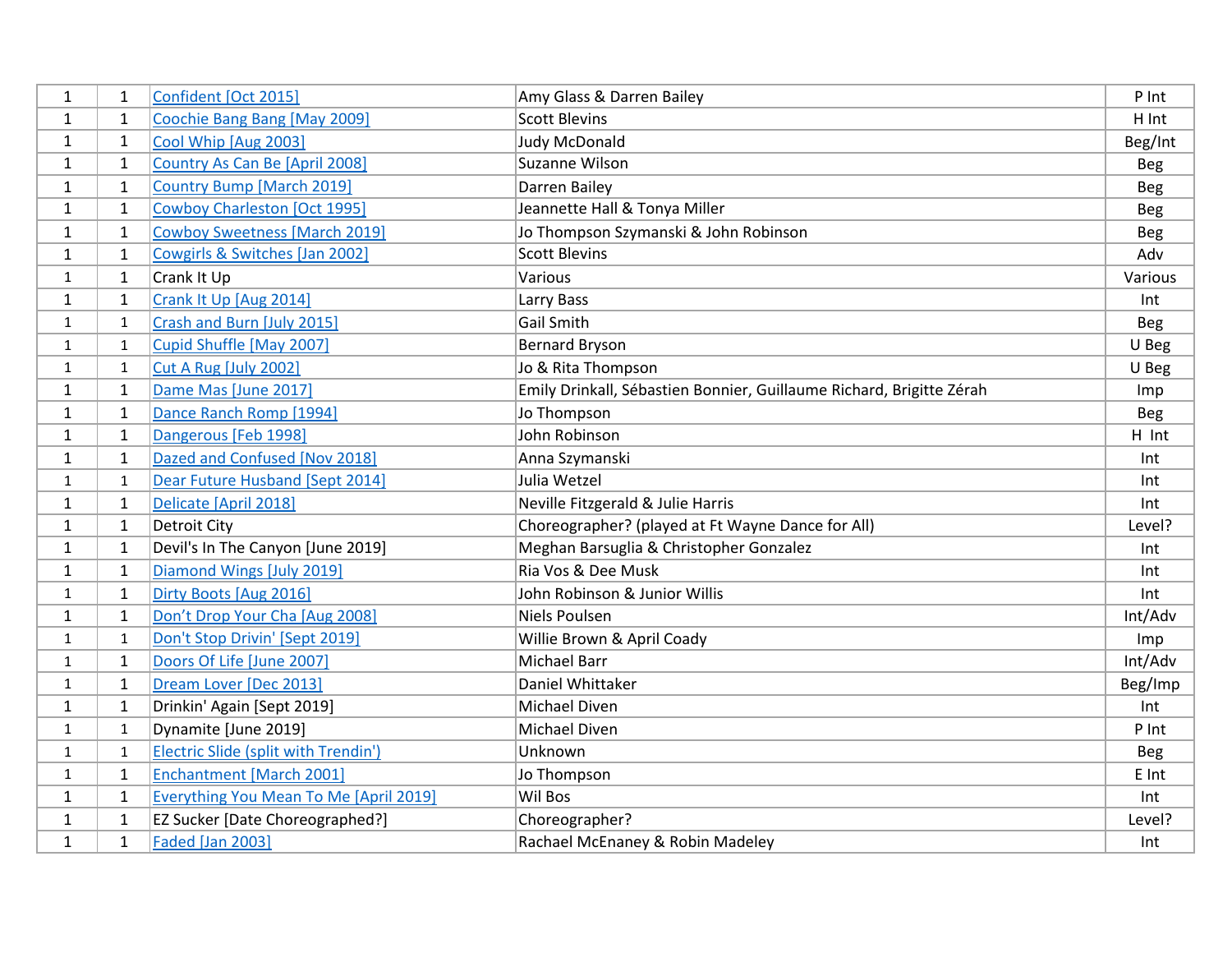| | | | | |
|---|---|---|---|---|
| 1 | 1 | Confident [Oct 2015] | Amy Glass & Darren Bailey | P Int |
| 1 | 1 | Coochie Bang Bang [May 2009] | Scott Blevins | H Int |
| 1 | 1 | Cool Whip [Aug 2003] | Judy McDonald | Beg/Int |
| 1 | 1 | Country As Can Be [April 2008] | Suzanne Wilson | Beg |
| 1 | 1 | Country Bump [March 2019] | Darren Bailey | Beg |
| 1 | 1 | Cowboy Charleston [Oct 1995] | Jeannette Hall & Tonya Miller | Beg |
| 1 | 1 | Cowboy Sweetness [March 2019] | Jo Thompson Szymanski & John Robinson | Beg |
| 1 | 1 | Cowgirls & Switches [Jan 2002] | Scott Blevins | Adv |
| 1 | 1 | Crank It Up | Various | Various |
| 1 | 1 | Crank It Up [Aug 2014] | Larry Bass | Int |
| 1 | 1 | Crash and Burn [July 2015] | Gail Smith | Beg |
| 1 | 1 | Cupid Shuffle [May 2007] | Bernard Bryson | U Beg |
| 1 | 1 | Cut A Rug [July 2002] | Jo & Rita Thompson | U Beg |
| 1 | 1 | Dame Mas [June 2017] | Emily Drinkall, Sébastien Bonnier, Guillaume Richard, Brigitte Zérah | Imp |
| 1 | 1 | Dance Ranch Romp [1994] | Jo Thompson | Beg |
| 1 | 1 | Dangerous [Feb 1998] | John Robinson | H Int |
| 1 | 1 | Dazed and Confused [Nov 2018] | Anna Szymanski | Int |
| 1 | 1 | Dear Future Husband [Sept 2014] | Julia Wetzel | Int |
| 1 | 1 | Delicate [April 2018] | Neville Fitzgerald & Julie Harris | Int |
| 1 | 1 | Detroit City | Choreographer? (played at Ft Wayne Dance for All) | Level? |
| 1 | 1 | Devil's In The Canyon [June 2019] | Meghan Barsuglia & Christopher Gonzalez | Int |
| 1 | 1 | Diamond Wings [July 2019] | Ria Vos & Dee Musk | Int |
| 1 | 1 | Dirty Boots [Aug 2016] | John Robinson & Junior Willis | Int |
| 1 | 1 | Don't Drop Your Cha [Aug 2008] | Niels Poulsen | Int/Adv |
| 1 | 1 | Don't Stop Drivin' [Sept 2019] | Willie Brown & April Coady | Imp |
| 1 | 1 | Doors Of Life [June 2007] | Michael Barr | Int/Adv |
| 1 | 1 | Dream Lover [Dec 2013] | Daniel Whittaker | Beg/Imp |
| 1 | 1 | Drinkin' Again [Sept 2019] | Michael Diven | Int |
| 1 | 1 | Dynamite [June 2019] | Michael Diven | P Int |
| 1 | 1 | Electric Slide (split with Trendin') | Unknown | Beg |
| 1 | 1 | Enchantment [March 2001] | Jo Thompson | E Int |
| 1 | 1 | Everything You Mean To Me [April 2019] | Wil Bos | Int |
| 1 | 1 | EZ Sucker [Date Choreographed?] | Choreographer? | Level? |
| 1 | 1 | Faded [Jan 2003] | Rachael McEnaney & Robin Madeley | Int |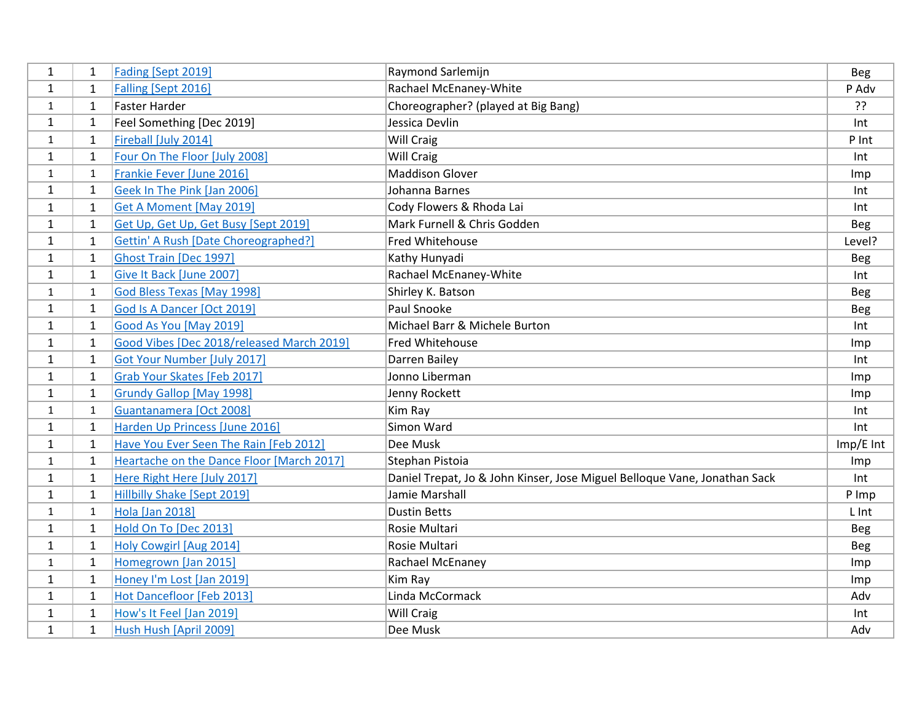| 1 | 1 | Fading [Sept 2019] | Raymond Sarlemijn | Beg |
|---|---|---|---|---|
| 1 | 1 | Falling [Sept 2016] | Rachael McEnaney-White | P Adv |
| 1 | 1 | Faster Harder | Choreographer? (played at Big Bang) | ?? |
| 1 | 1 | Feel Something [Dec 2019] | Jessica Devlin | Int |
| 1 | 1 | Fireball [July 2014] | Will Craig | P Int |
| 1 | 1 | Four On The Floor [July 2008] | Will Craig | Int |
| 1 | 1 | Frankie Fever [June 2016] | Maddison Glover | Imp |
| 1 | 1 | Geek In The Pink [Jan 2006] | Johanna Barnes | Int |
| 1 | 1 | Get A Moment [May 2019] | Cody Flowers & Rhoda Lai | Int |
| 1 | 1 | Get Up, Get Up, Get Busy [Sept 2019] | Mark Furnell & Chris Godden | Beg |
| 1 | 1 | Gettin' A Rush [Date Choreographed?] | Fred Whitehouse | Level? |
| 1 | 1 | Ghost Train [Dec 1997] | Kathy Hunyadi | Beg |
| 1 | 1 | Give It Back [June 2007] | Rachael McEnaney-White | Int |
| 1 | 1 | God Bless Texas [May 1998] | Shirley K. Batson | Beg |
| 1 | 1 | God Is A Dancer [Oct 2019] | Paul Snooke | Beg |
| 1 | 1 | Good As You [May 2019] | Michael Barr & Michele Burton | Int |
| 1 | 1 | Good Vibes [Dec 2018/released March 2019] | Fred Whitehouse | Imp |
| 1 | 1 | Got Your Number [July 2017] | Darren Bailey | Int |
| 1 | 1 | Grab Your Skates [Feb 2017] | Jonno Liberman | Imp |
| 1 | 1 | Grundy Gallop [May 1998] | Jenny Rockett | Imp |
| 1 | 1 | Guantanamera [Oct 2008] | Kim Ray | Int |
| 1 | 1 | Harden Up Princess [June 2016] | Simon Ward | Int |
| 1 | 1 | Have You Ever Seen The Rain [Feb 2012] | Dee Musk | Imp/E Int |
| 1 | 1 | Heartache on the Dance Floor [March 2017] | Stephan Pistoia | Imp |
| 1 | 1 | Here Right Here [July 2017] | Daniel Trepat, Jo & John Kinser, Jose Miguel Belloque Vane, Jonathan Sack | Int |
| 1 | 1 | Hillbilly Shake [Sept 2019] | Jamie Marshall | P Imp |
| 1 | 1 | Hola [Jan 2018] | Dustin Betts | L Int |
| 1 | 1 | Hold On To [Dec 2013] | Rosie Multari | Beg |
| 1 | 1 | Holy Cowgirl [Aug 2014] | Rosie Multari | Beg |
| 1 | 1 | Homegrown [Jan 2015] | Rachael McEnaney | Imp |
| 1 | 1 | Honey I'm Lost [Jan 2019] | Kim Ray | Imp |
| 1 | 1 | Hot Dancefloor [Feb 2013] | Linda McCormack | Adv |
| 1 | 1 | How's It Feel [Jan 2019] | Will Craig | Int |
| 1 | 1 | Hush Hush [April 2009] | Dee Musk | Adv |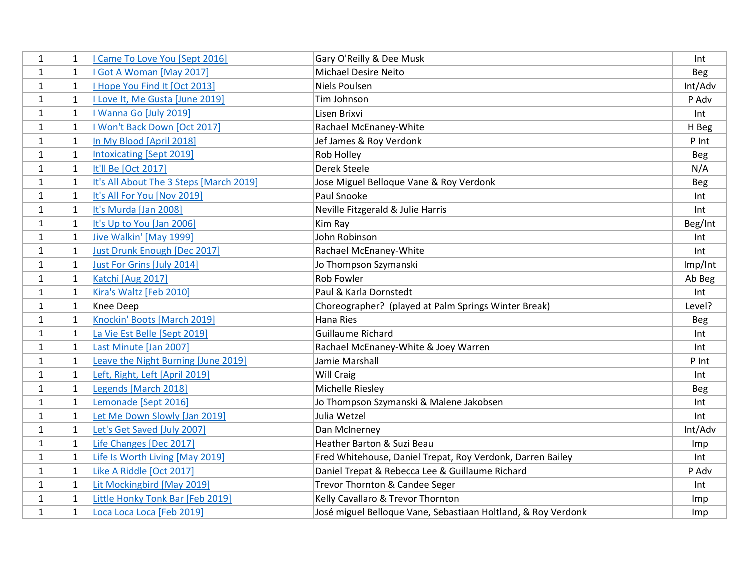| | | | | |
|---|---|---|---|---|
| 1 | 1 | I Came To Love You [Sept 2016] | Gary O'Reilly & Dee Musk | Int |
| 1 | 1 | I Got A Woman [May 2017] | Michael Desire Neito | Beg |
| 1 | 1 | I Hope You Find It [Oct 2013] | Niels Poulsen | Int/Adv |
| 1 | 1 | I Love It, Me Gusta [June 2019] | Tim Johnson | P Adv |
| 1 | 1 | I Wanna Go [July 2019] | Lisen Brixvi | Int |
| 1 | 1 | I Won't Back Down [Oct 2017] | Rachael McEnaney-White | H Beg |
| 1 | 1 | In My Blood [April 2018] | Jef James & Roy Verdonk | P Int |
| 1 | 1 | Intoxicating [Sept 2019] | Rob Holley | Beg |
| 1 | 1 | It'll Be [Oct 2017] | Derek Steele | N/A |
| 1 | 1 | It's All About The 3 Steps [March 2019] | Jose Miguel Belloque Vane & Roy Verdonk | Beg |
| 1 | 1 | It's All For You [Nov 2019] | Paul Snooke | Int |
| 1 | 1 | It's Murda [Jan 2008] | Neville Fitzgerald & Julie Harris | Int |
| 1 | 1 | It's Up to You [Jan 2006] | Kim Ray | Beg/Int |
| 1 | 1 | Jive Walkin' [May 1999] | John Robinson | Int |
| 1 | 1 | Just Drunk Enough [Dec 2017] | Rachael McEnaney-White | Int |
| 1 | 1 | Just For Grins [July 2014] | Jo Thompson Szymanski | Imp/Int |
| 1 | 1 | Katchi [Aug 2017] | Rob Fowler | Ab Beg |
| 1 | 1 | Kira's Waltz [Feb 2010] | Paul & Karla Dornstedt | Int |
| 1 | 1 | Knee Deep | Choreographer? (played at Palm Springs Winter Break) | Level? |
| 1 | 1 | Knockin' Boots [March 2019] | Hana Ries | Beg |
| 1 | 1 | La Vie Est Belle [Sept 2019] | Guillaume Richard | Int |
| 1 | 1 | Last Minute [Jan 2007] | Rachael McEnaney-White & Joey Warren | Int |
| 1 | 1 | Leave the Night Burning [June 2019] | Jamie Marshall | P Int |
| 1 | 1 | Left, Right, Left [April 2019] | Will Craig | Int |
| 1 | 1 | Legends [March 2018] | Michelle Riesley | Beg |
| 1 | 1 | Lemonade [Sept 2016] | Jo Thompson Szymanski & Malene Jakobsen | Int |
| 1 | 1 | Let Me Down Slowly [Jan 2019] | Julia Wetzel | Int |
| 1 | 1 | Let's Get Saved [July 2007] | Dan McInerney | Int/Adv |
| 1 | 1 | Life Changes [Dec 2017] | Heather Barton & Suzi Beau | Imp |
| 1 | 1 | Life Is Worth Living [May 2019] | Fred Whitehouse, Daniel Trepat, Roy Verdonk, Darren Bailey | Int |
| 1 | 1 | Like A Riddle [Oct 2017] | Daniel Trepat & Rebecca Lee & Guillaume Richard | P Adv |
| 1 | 1 | Lit Mockingbird [May 2019] | Trevor Thornton & Candee Seger | Int |
| 1 | 1 | Little Honky Tonk Bar [Feb 2019] | Kelly Cavallaro & Trevor Thornton | Imp |
| 1 | 1 | Loca Loca Loca [Feb 2019] | José miguel Belloque Vane, Sebastiaan Holtland, & Roy Verdonk | Imp |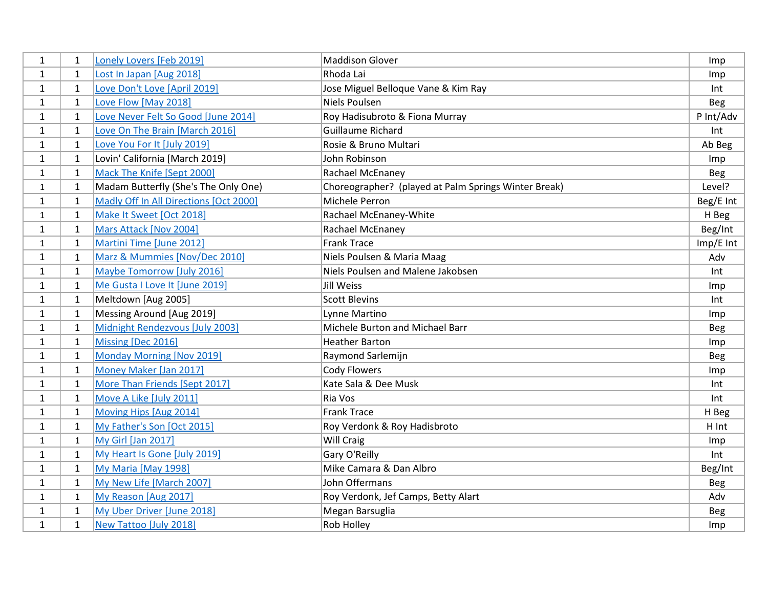| | | | | |
|---|---|---|---|---|
| 1 | 1 | Lonely Lovers [Feb 2019] | Maddison Glover | Imp |
| 1 | 1 | Lost In Japan [Aug 2018] | Rhoda Lai | Imp |
| 1 | 1 | Love Don't Love [April 2019] | Jose Miguel Belloque Vane & Kim Ray | Int |
| 1 | 1 | Love Flow [May 2018] | Niels Poulsen | Beg |
| 1 | 1 | Love Never Felt So Good [June 2014] | Roy Hadisubroto & Fiona Murray | P Int/Adv |
| 1 | 1 | Love On The Brain [March 2016] | Guillaume Richard | Int |
| 1 | 1 | Love You For It [July 2019] | Rosie & Bruno Multari | Ab Beg |
| 1 | 1 | Lovin' California [March 2019] | John Robinson | Imp |
| 1 | 1 | Mack The Knife [Sept 2000] | Rachael McEnaney | Beg |
| 1 | 1 | Madam Butterfly (She's The Only One) | Choreographer? (played at Palm Springs Winter Break) | Level? |
| 1 | 1 | Madly Off In All Directions [Oct 2000] | Michele Perron | Beg/E Int |
| 1 | 1 | Make It Sweet [Oct 2018] | Rachael McEnaney-White | H Beg |
| 1 | 1 | Mars Attack [Nov 2004] | Rachael McEnaney | Beg/Int |
| 1 | 1 | Martini Time [June 2012] | Frank Trace | Imp/E Int |
| 1 | 1 | Marz & Mummies [Nov/Dec 2010] | Niels Poulsen & Maria Maag | Adv |
| 1 | 1 | Maybe Tomorrow [July 2016] | Niels Poulsen and Malene Jakobsen | Int |
| 1 | 1 | Me Gusta I Love It [June 2019] | Jill Weiss | Imp |
| 1 | 1 | Meltdown [Aug 2005] | Scott Blevins | Int |
| 1 | 1 | Messing Around [Aug 2019] | Lynne Martino | Imp |
| 1 | 1 | Midnight Rendezvous [July 2003] | Michele Burton and Michael Barr | Beg |
| 1 | 1 | Missing [Dec 2016] | Heather Barton | Imp |
| 1 | 1 | Monday Morning [Nov 2019] | Raymond Sarlemijn | Beg |
| 1 | 1 | Money Maker [Jan 2017] | Cody Flowers | Imp |
| 1 | 1 | More Than Friends [Sept 2017] | Kate Sala & Dee Musk | Int |
| 1 | 1 | Move A Like [July 2011] | Ria Vos | Int |
| 1 | 1 | Moving Hips [Aug 2014] | Frank Trace | H Beg |
| 1 | 1 | My Father's Son [Oct 2015] | Roy Verdonk & Roy Hadisbroto | H Int |
| 1 | 1 | My Girl [Jan 2017] | Will Craig | Imp |
| 1 | 1 | My Heart Is Gone [July 2019] | Gary O'Reilly | Int |
| 1 | 1 | My Maria [May 1998] | Mike Camara & Dan Albro | Beg/Int |
| 1 | 1 | My New Life [March 2007] | John Offermans | Beg |
| 1 | 1 | My Reason [Aug 2017] | Roy Verdonk, Jef Camps, Betty Alart | Adv |
| 1 | 1 | My Uber Driver [June 2018] | Megan Barsuglia | Beg |
| 1 | 1 | New Tattoo [July 2018] | Rob Holley | Imp |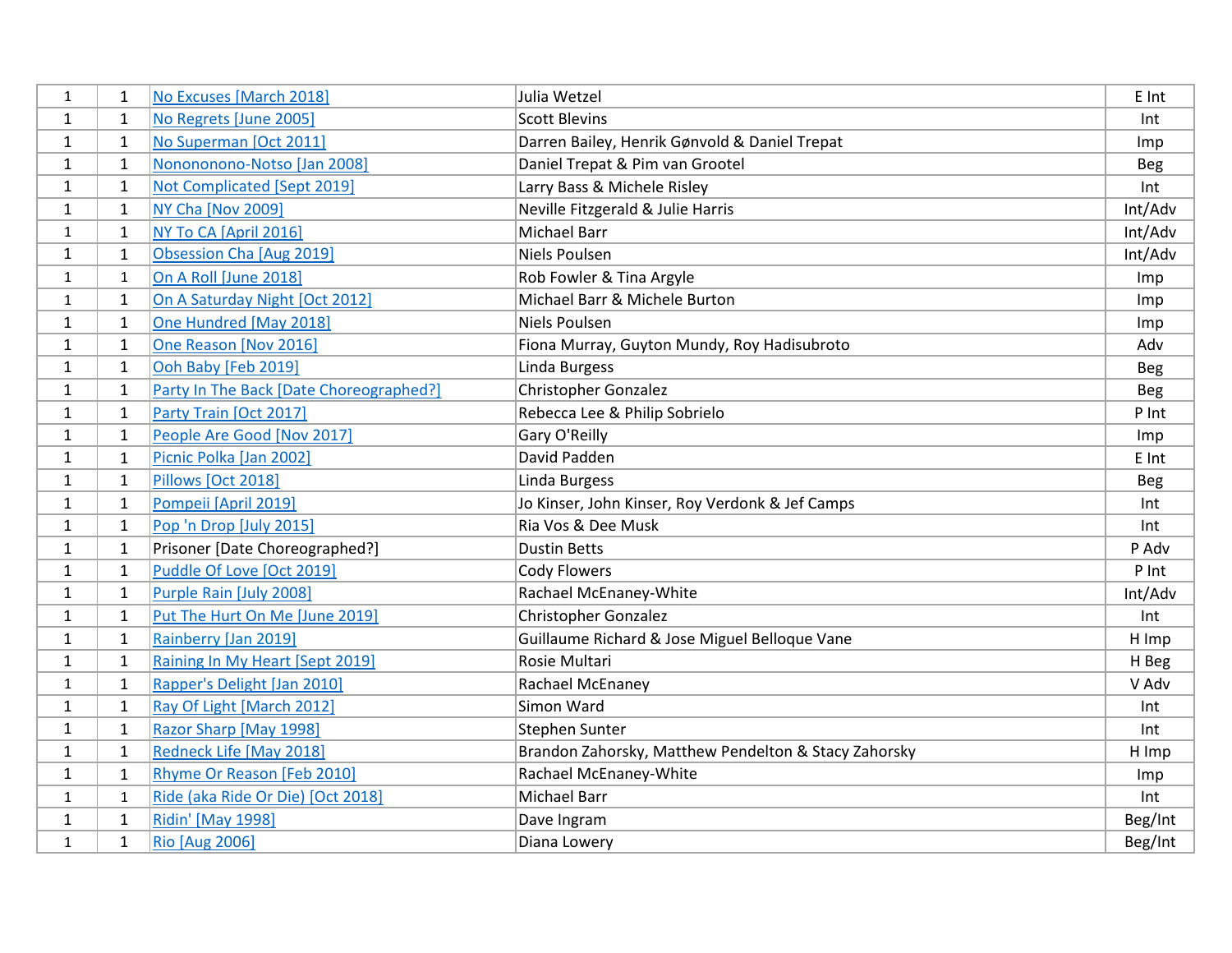| | | | | |
|---|---|---|---|---|
| 1 | 1 | No Excuses [March 2018] | Julia Wetzel | E Int |
| 1 | 1 | No Regrets [June 2005] | Scott Blevins | Int |
| 1 | 1 | No Superman [Oct 2011] | Darren Bailey, Henrik Gønvold & Daniel Trepat | Imp |
| 1 | 1 | Nonononono-Notso [Jan 2008] | Daniel Trepat & Pim van Grootel | Beg |
| 1 | 1 | Not Complicated [Sept 2019] | Larry Bass & Michele Risley | Int |
| 1 | 1 | NY Cha [Nov 2009] | Neville Fitzgerald & Julie Harris | Int/Adv |
| 1 | 1 | NY To CA [April 2016] | Michael Barr | Int/Adv |
| 1 | 1 | Obsession Cha [Aug 2019] | Niels Poulsen | Int/Adv |
| 1 | 1 | On A Roll [June 2018] | Rob Fowler & Tina Argyle | Imp |
| 1 | 1 | On A Saturday Night [Oct 2012] | Michael Barr & Michele Burton | Imp |
| 1 | 1 | One Hundred [May 2018] | Niels Poulsen | Imp |
| 1 | 1 | One Reason [Nov 2016] | Fiona Murray, Guyton Mundy, Roy Hadisubroto | Adv |
| 1 | 1 | Ooh Baby [Feb 2019] | Linda Burgess | Beg |
| 1 | 1 | Party In The Back [Date Choreographed?] | Christopher Gonzalez | Beg |
| 1 | 1 | Party Train [Oct 2017] | Rebecca Lee & Philip Sobrielo | P Int |
| 1 | 1 | People Are Good [Nov 2017] | Gary O'Reilly | Imp |
| 1 | 1 | Picnic Polka [Jan 2002] | David Padden | E Int |
| 1 | 1 | Pillows [Oct 2018] | Linda Burgess | Beg |
| 1 | 1 | Pompeii [April 2019] | Jo Kinser, John Kinser, Roy Verdonk & Jef Camps | Int |
| 1 | 1 | Pop 'n Drop [July 2015] | Ria Vos & Dee Musk | Int |
| 1 | 1 | Prisoner [Date Choreographed?] | Dustin Betts | P Adv |
| 1 | 1 | Puddle Of Love [Oct 2019] | Cody Flowers | P Int |
| 1 | 1 | Purple Rain [July 2008] | Rachael McEnaney-White | Int/Adv |
| 1 | 1 | Put The Hurt On Me [June 2019] | Christopher Gonzalez | Int |
| 1 | 1 | Rainberry [Jan 2019] | Guillaume Richard & Jose Miguel Belloque Vane | H Imp |
| 1 | 1 | Raining In My Heart [Sept 2019] | Rosie Multari | H Beg |
| 1 | 1 | Rapper's Delight [Jan 2010] | Rachael McEnaney | V Adv |
| 1 | 1 | Ray Of Light [March 2012] | Simon Ward | Int |
| 1 | 1 | Razor Sharp [May 1998] | Stephen Sunter | Int |
| 1 | 1 | Redneck Life [May 2018] | Brandon Zahorsky, Matthew Pendelton & Stacy Zahorsky | H Imp |
| 1 | 1 | Rhyme Or Reason [Feb 2010] | Rachael McEnaney-White | Imp |
| 1 | 1 | Ride (aka Ride Or Die) [Oct 2018] | Michael Barr | Int |
| 1 | 1 | Ridin' [May 1998] | Dave Ingram | Beg/Int |
| 1 | 1 | Rio [Aug 2006] | Diana Lowery | Beg/Int |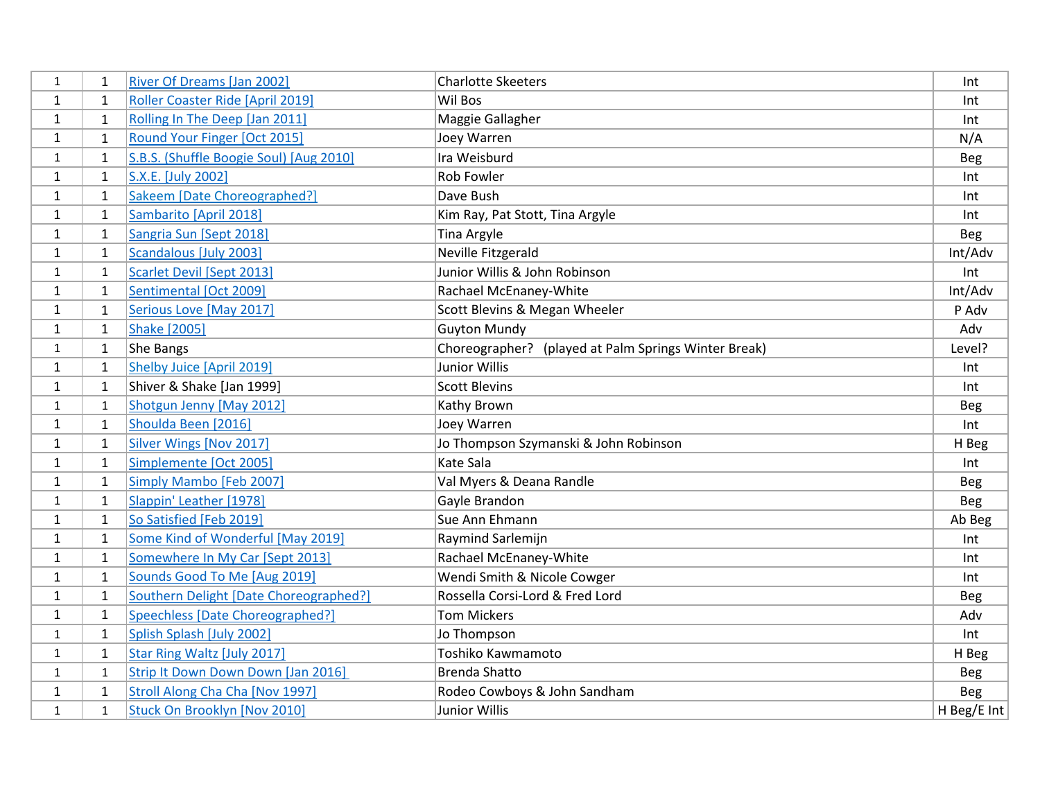| | | | | |
|---|---|---|---|---|
| 1 | 1 | River Of Dreams [Jan 2002] | Charlotte Skeeters | Int |
| 1 | 1 | Roller Coaster Ride [April 2019] | Wil Bos | Int |
| 1 | 1 | Rolling In The Deep [Jan 2011] | Maggie Gallagher | Int |
| 1 | 1 | Round Your Finger [Oct 2015] | Joey Warren | N/A |
| 1 | 1 | S.B.S. (Shuffle Boogie Soul) [Aug 2010] | Ira Weisburd | Beg |
| 1 | 1 | S.X.E. [July 2002] | Rob Fowler | Int |
| 1 | 1 | Sakeem [Date Choreographed?] | Dave Bush | Int |
| 1 | 1 | Sambarito [April 2018] | Kim Ray, Pat Stott, Tina Argyle | Int |
| 1 | 1 | Sangria Sun [Sept 2018] | Tina Argyle | Beg |
| 1 | 1 | Scandalous [July 2003] | Neville Fitzgerald | Int/Adv |
| 1 | 1 | Scarlet Devil [Sept 2013] | Junior Willis & John Robinson | Int |
| 1 | 1 | Sentimental [Oct 2009] | Rachael McEnaney-White | Int/Adv |
| 1 | 1 | Serious Love [May 2017] | Scott Blevins & Megan Wheeler | P Adv |
| 1 | 1 | Shake [2005] | Guyton Mundy | Adv |
| 1 | 1 | She Bangs | Choreographer? (played at Palm Springs Winter Break) | Level? |
| 1 | 1 | Shelby Juice [April 2019] | Junior Willis | Int |
| 1 | 1 | Shiver & Shake [Jan 1999] | Scott Blevins | Int |
| 1 | 1 | Shotgun Jenny [May 2012] | Kathy Brown | Beg |
| 1 | 1 | Shoulda Been [2016] | Joey Warren | Int |
| 1 | 1 | Silver Wings [Nov 2017] | Jo Thompson Szymanski & John Robinson | H Beg |
| 1 | 1 | Simplemente [Oct 2005] | Kate Sala | Int |
| 1 | 1 | Simply Mambo [Feb 2007] | Val Myers & Deana Randle | Beg |
| 1 | 1 | Slappin' Leather [1978] | Gayle Brandon | Beg |
| 1 | 1 | So Satisfied [Feb 2019] | Sue Ann Ehmann | Ab Beg |
| 1 | 1 | Some Kind of Wonderful [May 2019] | Raymind Sarlemijn | Int |
| 1 | 1 | Somewhere In My Car [Sept 2013] | Rachael McEnaney-White | Int |
| 1 | 1 | Sounds Good To Me [Aug 2019] | Wendi Smith & Nicole Cowger | Int |
| 1 | 1 | Southern Delight [Date Choreographed?] | Rossella Corsi-Lord & Fred Lord | Beg |
| 1 | 1 | Speechless [Date Choreographed?] | Tom Mickers | Adv |
| 1 | 1 | Splish Splash [July 2002] | Jo Thompson | Int |
| 1 | 1 | Star Ring Waltz [July 2017] | Toshiko Kawmamoto | H Beg |
| 1 | 1 | Strip It Down Down Down [Jan 2016] | Brenda Shatto | Beg |
| 1 | 1 | Stroll Along Cha Cha [Nov 1997] | Rodeo Cowboys & John Sandham | Beg |
| 1 | 1 | Stuck On Brooklyn [Nov 2010] | Junior Willis | H Beg/E Int |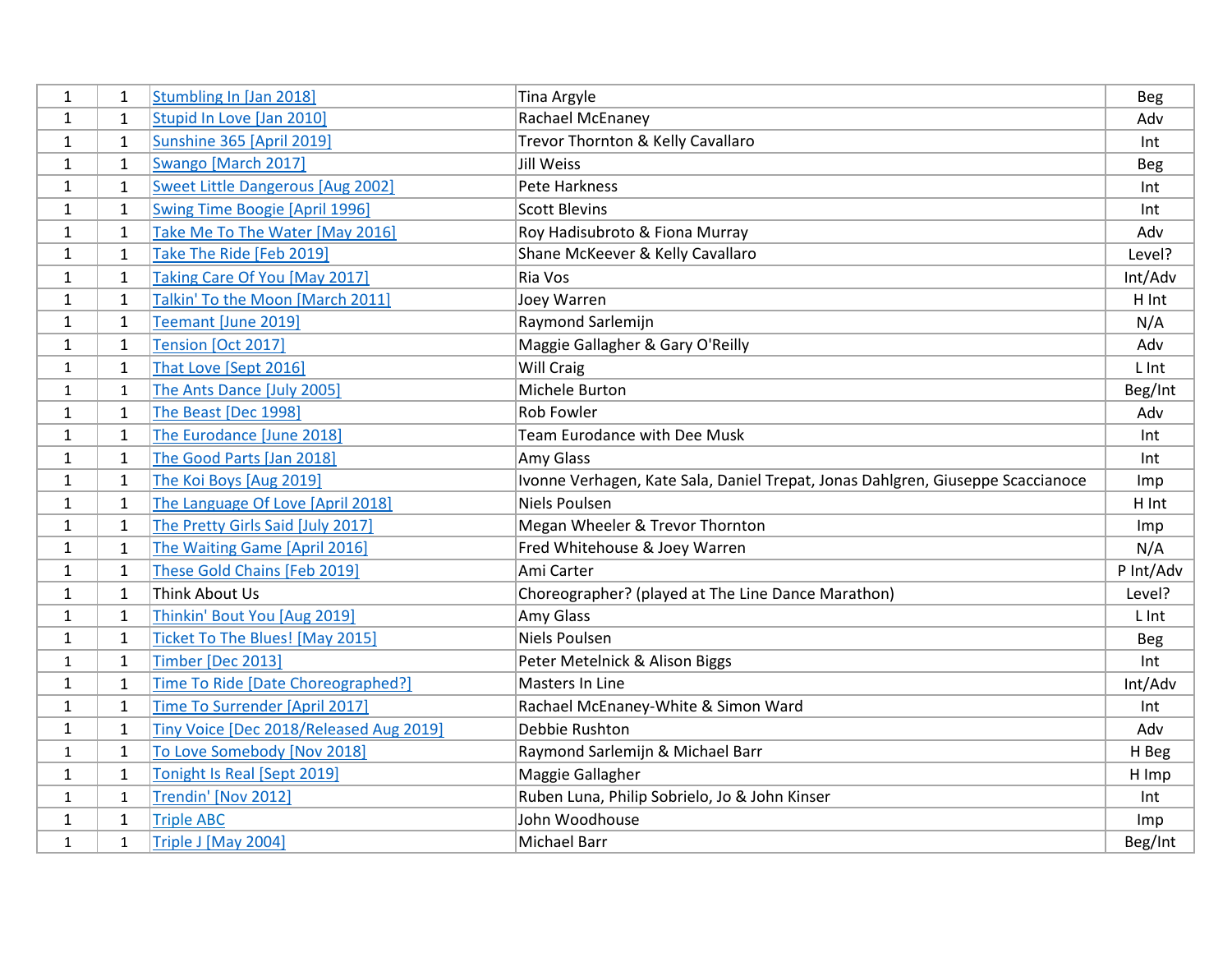| | | | | |
|---|---|---|---|---|
| 1 | 1 | Stumbling In [Jan 2018] | Tina Argyle | Beg |
| 1 | 1 | Stupid In Love [Jan 2010] | Rachael McEnaney | Adv |
| 1 | 1 | Sunshine 365 [April 2019] | Trevor Thornton & Kelly Cavallaro | Int |
| 1 | 1 | Swango [March 2017] | Jill Weiss | Beg |
| 1 | 1 | Sweet Little Dangerous [Aug 2002] | Pete Harkness | Int |
| 1 | 1 | Swing Time Boogie [April 1996] | Scott Blevins | Int |
| 1 | 1 | Take Me To The Water [May 2016] | Roy Hadisubroto & Fiona Murray | Adv |
| 1 | 1 | Take The Ride [Feb 2019] | Shane McKeever & Kelly Cavallaro | Level? |
| 1 | 1 | Taking Care Of You [May 2017] | Ria Vos | Int/Adv |
| 1 | 1 | Talkin' To the Moon [March 2011] | Joey Warren | H Int |
| 1 | 1 | Teemant [June 2019] | Raymond Sarlemijn | N/A |
| 1 | 1 | Tension [Oct 2017] | Maggie Gallagher & Gary O'Reilly | Adv |
| 1 | 1 | That Love [Sept 2016] | Will Craig | L Int |
| 1 | 1 | The Ants Dance [July 2005] | Michele Burton | Beg/Int |
| 1 | 1 | The Beast [Dec 1998] | Rob Fowler | Adv |
| 1 | 1 | The Eurodance [June 2018] | Team Eurodance with Dee Musk | Int |
| 1 | 1 | The Good Parts [Jan 2018] | Amy Glass | Int |
| 1 | 1 | The Koi Boys [Aug 2019] | Ivonne Verhagen, Kate Sala, Daniel Trepat, Jonas Dahlgren, Giuseppe Scaccianoce | Imp |
| 1 | 1 | The Language Of Love [April 2018] | Niels Poulsen | H Int |
| 1 | 1 | The Pretty Girls Said [July 2017] | Megan Wheeler & Trevor Thornton | Imp |
| 1 | 1 | The Waiting Game [April 2016] | Fred Whitehouse & Joey Warren | N/A |
| 1 | 1 | These Gold Chains [Feb 2019] | Ami Carter | P Int/Adv |
| 1 | 1 | Think About Us | Choreographer? (played at The Line Dance Marathon) | Level? |
| 1 | 1 | Thinkin' Bout You [Aug 2019] | Amy Glass | L Int |
| 1 | 1 | Ticket To The Blues! [May 2015] | Niels Poulsen | Beg |
| 1 | 1 | Timber [Dec 2013] | Peter Metelnick & Alison Biggs | Int |
| 1 | 1 | Time To Ride [Date Choreographed?] | Masters In Line | Int/Adv |
| 1 | 1 | Time To Surrender [April 2017] | Rachael McEnaney-White & Simon Ward | Int |
| 1 | 1 | Tiny Voice [Dec 2018/Released Aug 2019] | Debbie Rushton | Adv |
| 1 | 1 | To Love Somebody [Nov 2018] | Raymond Sarlemijn & Michael Barr | H Beg |
| 1 | 1 | Tonight Is Real [Sept 2019] | Maggie Gallagher | H Imp |
| 1 | 1 | Trendin' [Nov 2012] | Ruben Luna, Philip Sobrielo, Jo & John Kinser | Int |
| 1 | 1 | Triple ABC | John Woodhouse | Imp |
| 1 | 1 | Triple J [May 2004] | Michael Barr | Beg/Int |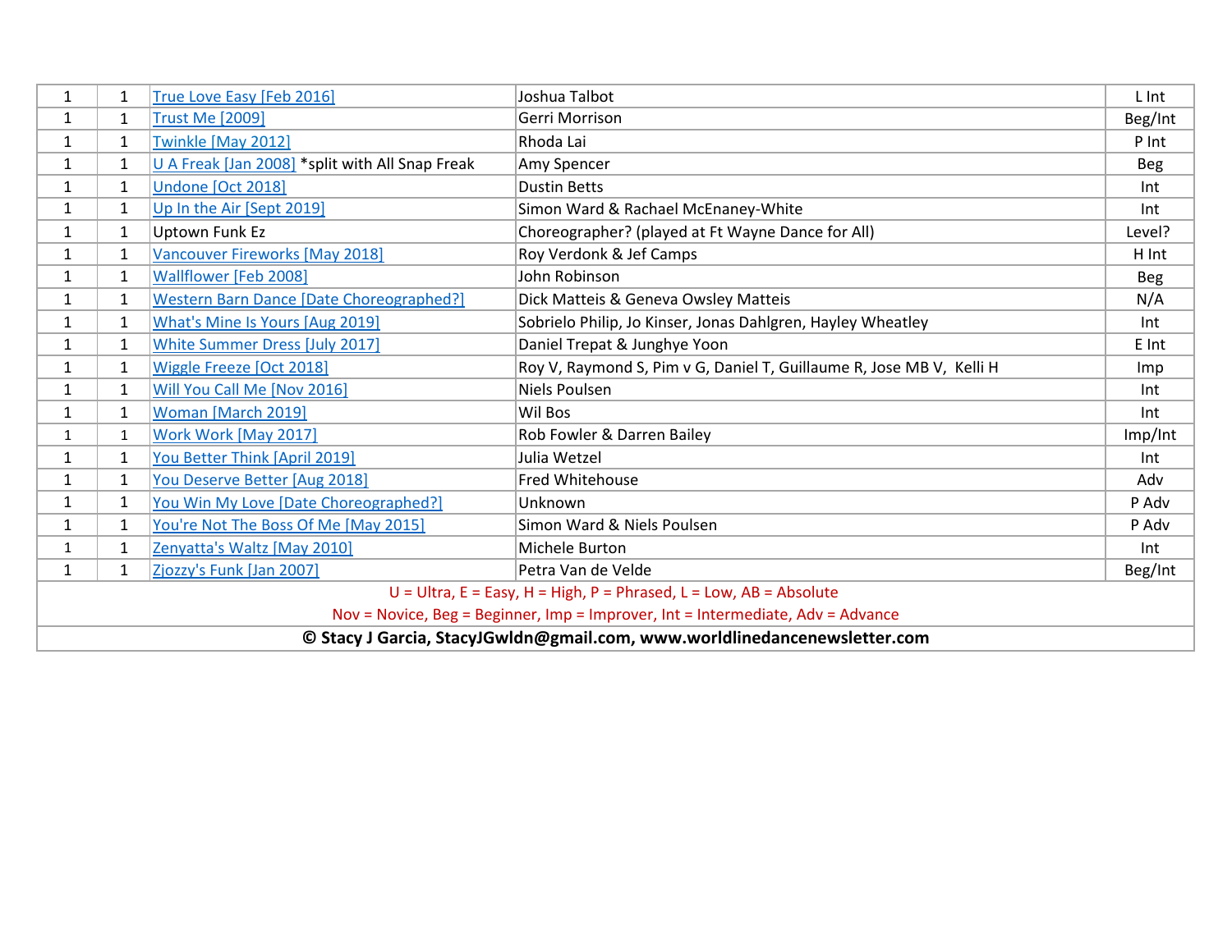| | | | | |
|---|---|---|---|---|
| 1 | 1 | True Love Easy [Feb 2016] | Joshua Talbot | L Int |
| 1 | 1 | Trust Me [2009] | Gerri Morrison | Beg/Int |
| 1 | 1 | Twinkle [May 2012] | Rhoda Lai | P Int |
| 1 | 1 | U A Freak [Jan 2008] *split with All Snap Freak | Amy Spencer | Beg |
| 1 | 1 | Undone [Oct 2018] | Dustin Betts | Int |
| 1 | 1 | Up In the Air [Sept 2019] | Simon Ward & Rachael McEnaney-White | Int |
| 1 | 1 | Uptown Funk Ez | Choreographer? (played at Ft Wayne Dance for All) | Level? |
| 1 | 1 | Vancouver Fireworks [May 2018] | Roy Verdonk & Jef Camps | H Int |
| 1 | 1 | Wallflower [Feb 2008] | John Robinson | Beg |
| 1 | 1 | Western Barn Dance [Date Choreographed?] | Dick Matteis & Geneva Owsley Matteis | N/A |
| 1 | 1 | What's Mine Is Yours [Aug 2019] | Sobrielo Philip, Jo Kinser, Jonas Dahlgren, Hayley Wheatley | Int |
| 1 | 1 | White Summer Dress [July 2017] | Daniel Trepat & Junghye Yoon | E Int |
| 1 | 1 | Wiggle Freeze [Oct 2018] | Roy V, Raymond S, Pim v G, Daniel T, Guillaume R, Jose MB V, Kelli H | Imp |
| 1 | 1 | Will You Call Me [Nov 2016] | Niels Poulsen | Int |
| 1 | 1 | Woman [March 2019] | Wil Bos | Int |
| 1 | 1 | Work Work [May 2017] | Rob Fowler & Darren Bailey | Imp/Int |
| 1 | 1 | You Better Think [April 2019] | Julia Wetzel | Int |
| 1 | 1 | You Deserve Better [Aug 2018] | Fred Whitehouse | Adv |
| 1 | 1 | You Win My Love [Date Choreographed?] | Unknown | P Adv |
| 1 | 1 | You're Not The Boss Of Me [May 2015] | Simon Ward & Niels Poulsen | P Adv |
| 1 | 1 | Zenyatta's Waltz [May 2010] | Michele Burton | Int |
| 1 | 1 | Zjozzy's Funk [Jan 2007] | Petra Van de Velde | Beg/Int |

U = Ultra, E = Easy, H = High, P = Phrased, L = Low, AB = Absolute

Nov = Novice, Beg = Beginner, Imp = Improver, Int = Intermediate, Adv = Advance

**© Stacy J Garcia, StacyJGwldn@gmail.com, www.worldlinedancenewsletter.com**